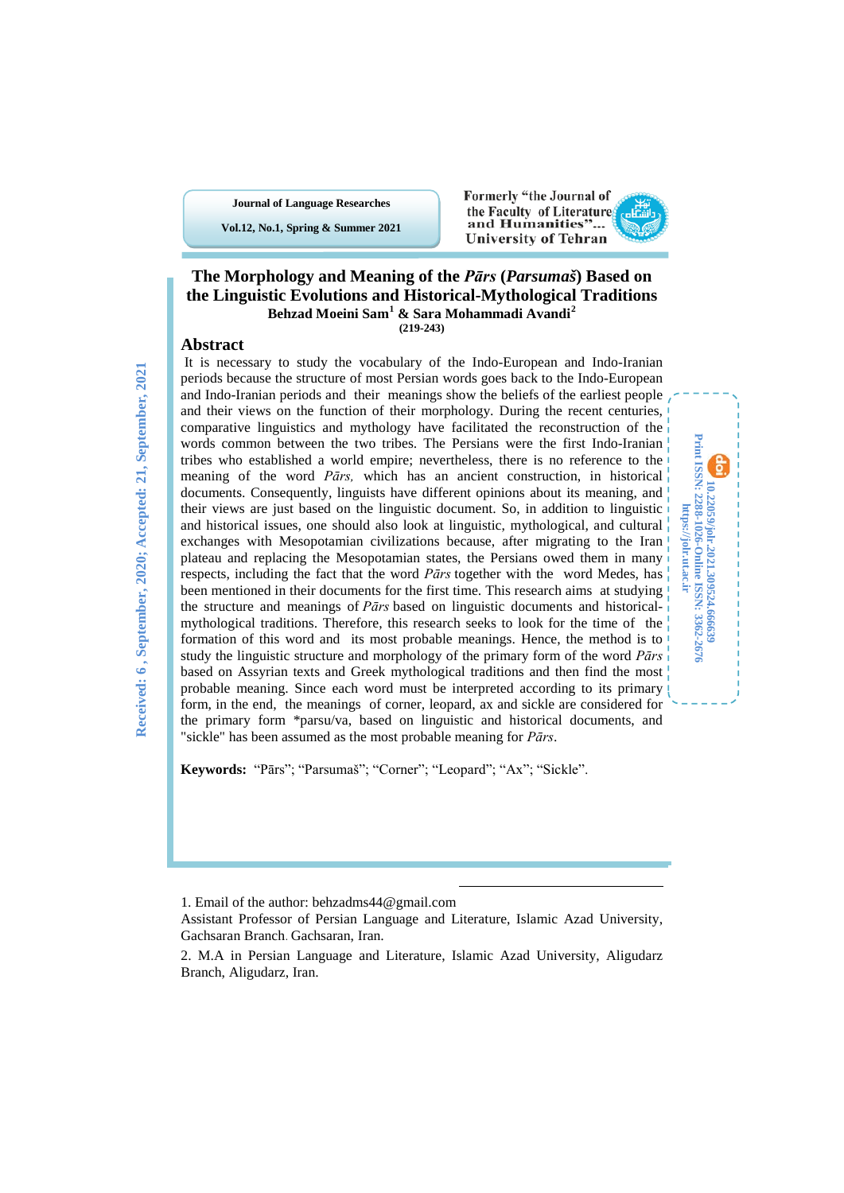# The Morphology and Meaning of the *Pārs* (*Parsumaš*) Based on the Linguistic Evolutions and Historical-Mythological Traditions

**Behzad Moeini Sam[1] & Sara Mohammadi Avandi[2]**

**(219-243)**

Received: 6 , September, 2020; Accepted: 21, September, 2021

## Abstract

It is necessary to study the vocabulary of the Indo-European and Indo-Iranian periods because the structure of most Persian words goes back to the Indo-European and Indo-Iranian periods and their meanings show the beliefs of the earliest people and their views on the function of their morphology. During the recent centuries, comparative linguistics and mythology have facilitated the reconstruction of the words common between the two tribes. The Persians were the first Indo-Iranian tribes who established a world empire; nevertheless, there is no reference to the meaning of the word *Pārs,* which has an ancient construction, in historical documents. Consequently, linguists have different opinions about its meaning, and their views are just based on the linguistic document. So, in addition to linguistic and historical issues, one should also look at linguistic, mythological, and cultural exchanges with Mesopotamian civilizations because, after migrating to the Iran plateau and replacing the Mesopotamian states, the Persians owed them in many respects, including the fact that the word *Pārs* together with the word Medes, has been mentioned in their documents for the first time. This research aims at studying the structure and meanings of *Pārs* based on linguistic documents and historical-mythological traditions. Therefore, this research seeks to look for the time of the formation of this word and its most probable meanings. Hence, the method is to study the linguistic structure and morphology of the primary form of the word *Pārs* based on Assyrian texts and Greek mythological traditions and then find the most probable meaning. Since each word must be interpreted according to its primary form, in the end, the meanings of corner, leopard, ax and sickle are considered for the primary form *parsu/va, based on linguistic and historical documents, and "sickle" has been assumed as the most probable meaning for *Pārs*.

**Keywords:** “Pārs”; “Parsumaš”; “Corner”; “Leopard”; “Ax”; “Sickle”.

DOI: 10.22059/jolr.2021.309524.666639
Print ISSN: 2288-1026-Online ISSN: 3362-2676
https://jolr.ut.ac.ir

---

1. Email of the author: behzadms44@gmail.com
Assistant Professor of Persian Language and Literature, Islamic Azad University, Gachsaran Branch. Gachsaran, Iran.

2. M.A in Persian Language and Literature, Islamic Azad University, Aligudarz Branch, Aligudarz, Iran.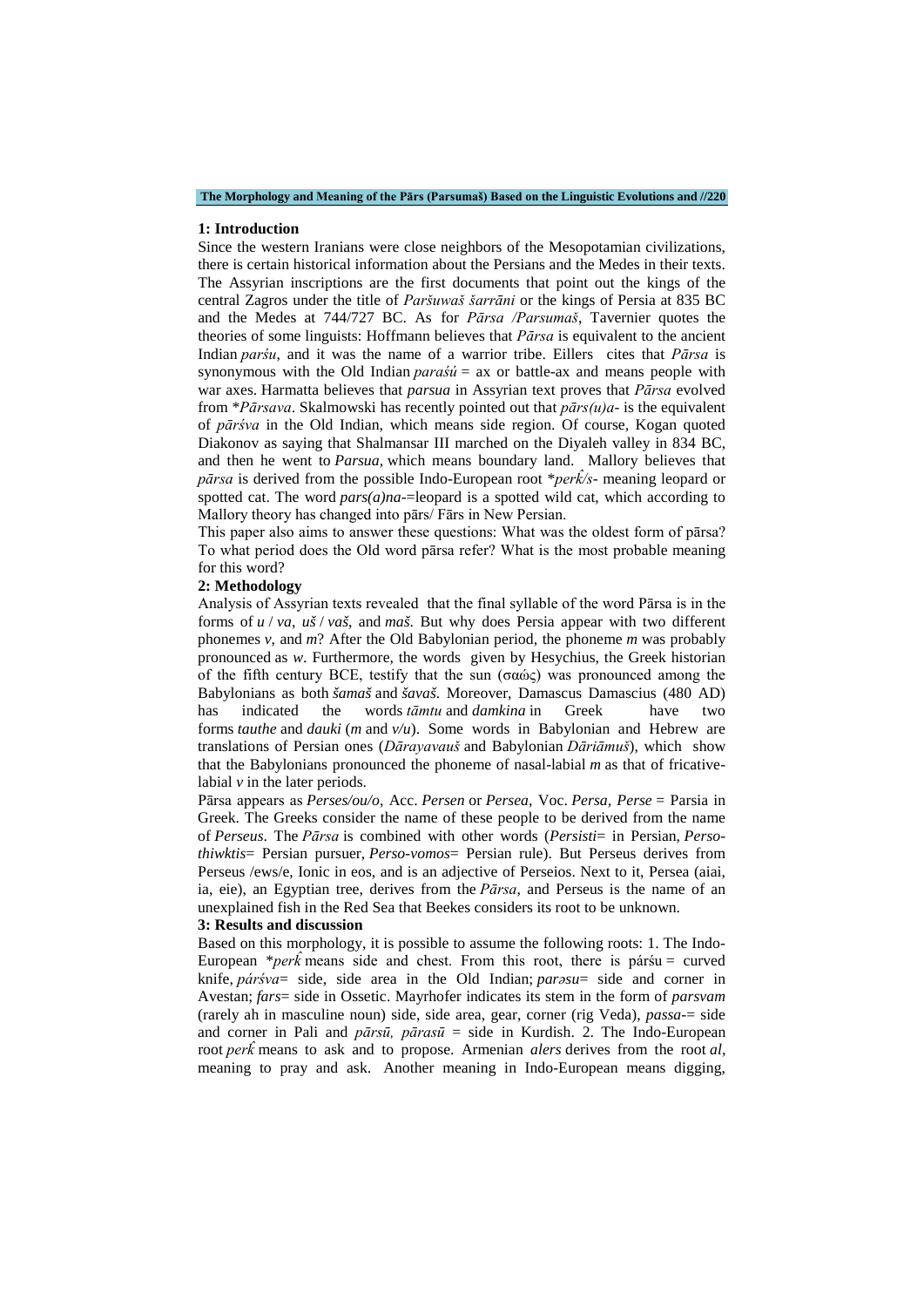## 1: Introduction

Since the western Iranians were close neighbors of the Mesopotamian civilizations, there is certain historical information about the Persians and the Medes in their texts. The Assyrian inscriptions are the first documents that point out the kings of the central Zagros under the title of *Paršuwaš šarrāni* or the kings of Persia at 835 BC and the Medes at 744/727 BC. As for *Pārsa /Parsumaš*, Tavernier quotes the theories of some linguists: Hoffmann believes that *Pārsa* is equivalent to the ancient Indian *parśu*, and it was the name of a warrior tribe. Eillers cites that *Pārsa* is synonymous with the Old Indian *paraśú* = ax or battle-ax and means people with war axes. Harmatta believes that *parsua* in Assyrian text proves that *Pārsa* evolved from *\*Pārsava*. Skalmowski has recently pointed out that *pārs(u)a-* is the equivalent of *pārśva* in the Old Indian, which means side region. Of course, Kogan quoted Diakonov as saying that Shalmansar III marched on the Diyaleh valley in 834 BC, and then he went to *Parsua,* which means boundary land. Mallory believes that *pārsa* is derived from the possible Indo-European root *\*perk̂/s-* meaning leopard or spotted cat. The word *pars(a)na-*=leopard is a spotted wild cat, which according to Mallory theory has changed into pārs/ Fārs in New Persian.

This paper also aims to answer these questions: What was the oldest form of pārsa? To what period does the Old word pārsa refer? What is the most probable meaning for this word?

## 2: Methodology

Analysis of Assyrian texts revealed that the final syllable of the word Pārsa is in the forms of *u* / *va*, *uš* / *vaš*, and *maš*. But why does Persia appear with two different phonemes *v*, and *m*? After the Old Babylonian period, the phoneme *m* was probably pronounced as *w*. Furthermore, the words given by Hesychius, the Greek historian of the fifth century BCE, testify that the sun (σαώς) was pronounced among the Babylonians as both *šamaš* and *šavaš.* Moreover, Damascus Damascius (480 AD) has indicated the words *tāmtu* and *damkina* in Greek have two forms *tauthe* and *dauki* (*m* and *v/u*). Some words in Babylonian and Hebrew are translations of Persian ones (*Dārayavauš* and Babylonian *Dāriāmuš*), which show that the Babylonians pronounced the phoneme of nasal-labial *m* as that of fricative-labial *v* in the later periods.

Pārsa appears as *Perses/ou/o*, Acc. *Persen* or *Persea*, Voc. *Persa, Perse* = Parsia in Greek. The Greeks consider the name of these people to be derived from the name of *Perseus*. The *Pārsa* is combined with other words (*Persisti*= in Persian, *Perso-thiwktis*= Persian pursuer, *Perso-vomos*= Persian rule). But Perseus derives from Perseus /ews/e, Ionic in eos, and is an adjective of Perseios. Next to it, Persea (aiai, ia, eie), an Egyptian tree, derives from the *Pārsa*, and Perseus is the name of an unexplained fish in the Red Sea that Beekes considers its root to be unknown.

## 3: Results and discussion

Based on this morphology, it is possible to assume the following roots: 1. The Indo-European *\*perk̂* means side and chest. From this root, there is párśu = curved knife, *párśva*= side, side area in the Old Indian; *parəsu*= side and corner in Avestan; *fars*= side in Ossetic. Mayrhofer indicates its stem in the form of *parsvam* (rarely ah in masculine noun) side, side area, gear, corner (rig Veda), *passa-*= side and corner in Pali and *pārsū, pārasū* = side in Kurdish. 2. The Indo-European root *perk̂* means to ask and to propose. Armenian *alers* derives from the root *al*, meaning to pray and ask. Another meaning in Indo-European means digging,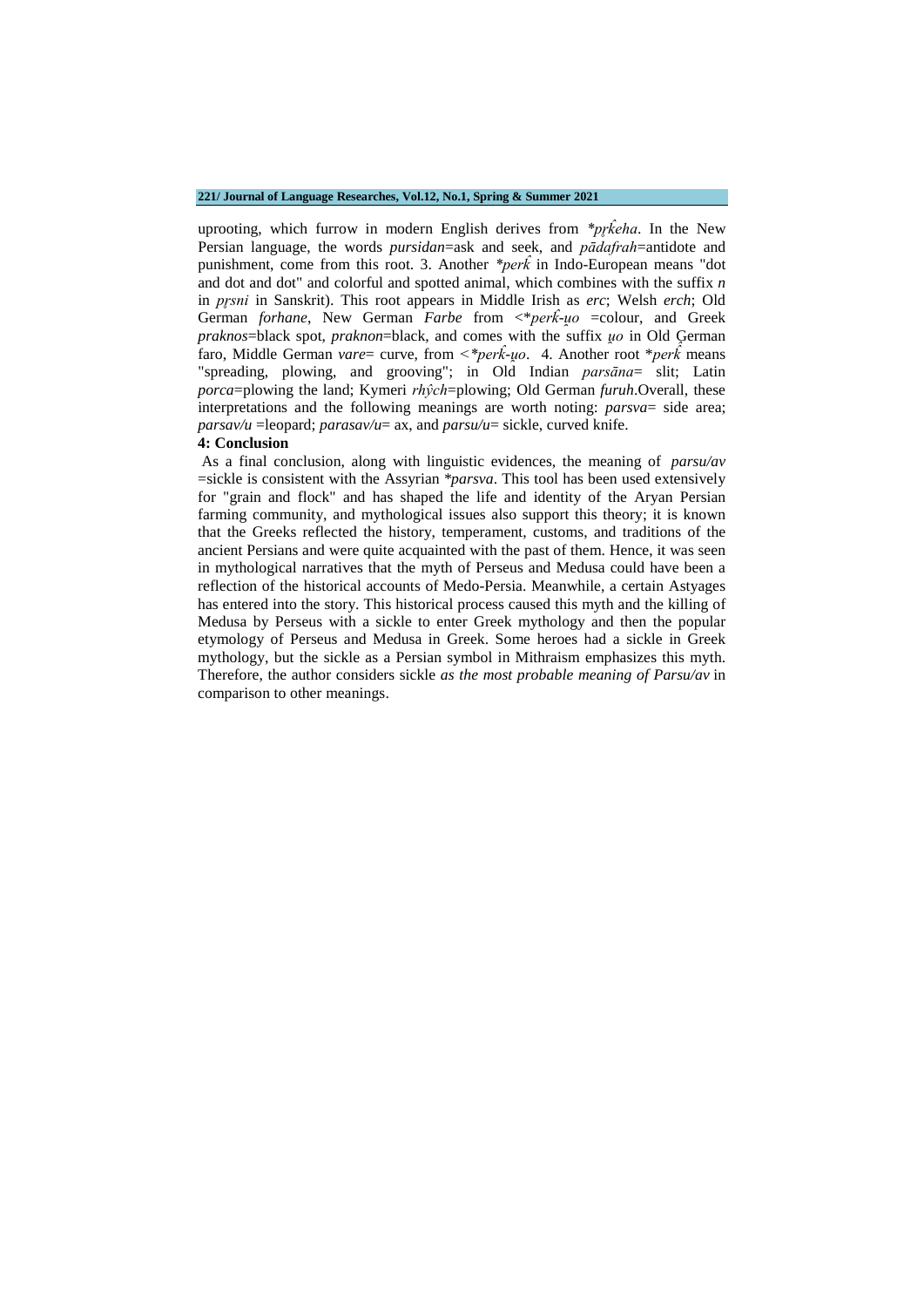uprooting, which furrow in modern English derives from *\*pr̥k̂eha*. In the New Persian language, the words *pursidan*=ask and seek, and *pādafrah*=antidote and punishment, come from this root. 3. Another *\*perk̂* in Indo-European means "dot and dot and dot" and colorful and spotted animal, which combines with the suffix *n* in *pr̥sni* in Sanskrit). This root appears in Middle Irish as *erc*; Welsh *erch*; Old German *forhane*, New German *Farbe* from <*\*perk̂-u̯o* =colour, and Greek *praknos*=black spot, *praknon*=black, and comes with the suffix *u̯o* in Old German faro, Middle German *vare*= curve, from <*\*perk̂-u̯o*. 4. Another root \**perk̂* means "spreading, plowing, and grooving"; in Old Indian *parsāna*= slit; Latin *porca*=plowing the land; Kymeri *rhŷch*=plowing; Old German *furuh*.Overall, these interpretations and the following meanings are worth noting: *parsva*= side area; *parsav/u* =leopard; *parasav/u*= ax, and *parsu/u*= sickle, curved knife.

**4: Conclusion**

As a final conclusion, along with linguistic evidences, the meaning of *parsu/av* =sickle is consistent with the Assyrian *\*parsva*. This tool has been used extensively for "grain and flock" and has shaped the life and identity of the Aryan Persian farming community, and mythological issues also support this theory; it is known that the Greeks reflected the history, temperament, customs, and traditions of the ancient Persians and were quite acquainted with the past of them. Hence, it was seen in mythological narratives that the myth of Perseus and Medusa could have been a reflection of the historical accounts of Medo-Persia. Meanwhile, a certain Astyages has entered into the story. This historical process caused this myth and the killing of Medusa by Perseus with a sickle to enter Greek mythology and then the popular etymology of Perseus and Medusa in Greek. Some heroes had a sickle in Greek mythology, but the sickle as a Persian symbol in Mithraism emphasizes this myth. Therefore, the author considers sickle *as the most probable meaning of Parsu/av* in comparison to other meanings.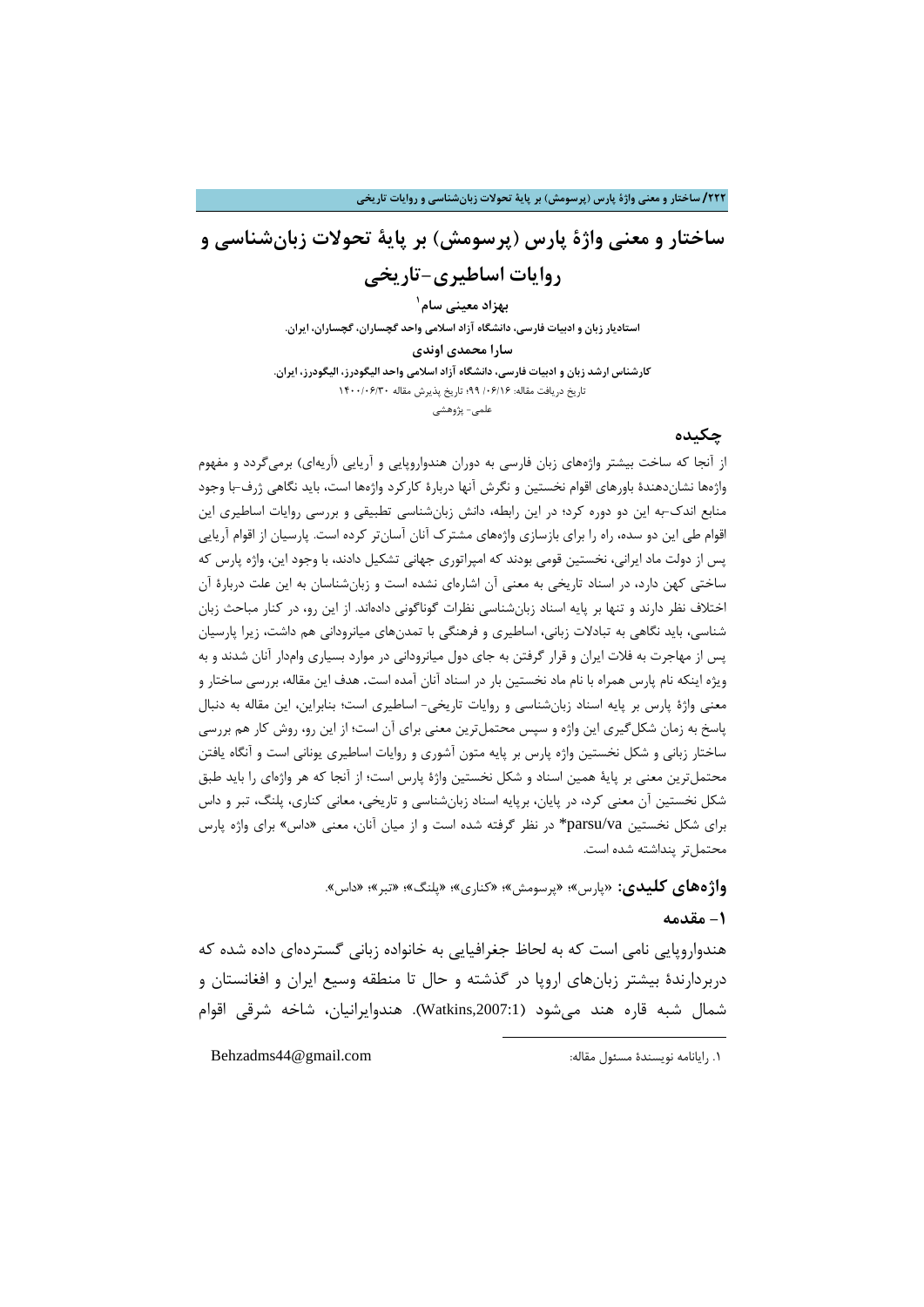# ساختار و معنی واژهٔ پارس (پرسومش) بر پایهٔ تحولات زبان‌شناسی و روایات اساطیری-تاریخی

**بهزاد معینی سام**[1]

**استادیار زبان و ادبیات فارسی، دانشگاه آزاد اسلامی واحد گچساران، گچساران، ایران.**

**سارا محمدی اوندی**

**کارشناس ارشد زبان و ادبیات فارسی، دانشگاه آزاد اسلامی واحد الیگودرز، الیگودرز، ایران.**

تاریخ دریافت مقاله: ۹۹/۰۶/۱۶؛ تاریخ پذیرش مقاله ۱۴۰۰/۰۶/۳۰

علمی- پژوهشی

## چکیده

از آنجا که ساخت بیشتر واژه‌های زبان فارسی به دوران هندواروپایی و آریایی (آریه‌ای) برمی‌گردد و مفهوم واژه‌ها نشان‌دهندهٔ باورهای اقوام نخستین و نگرش آنها دربارهٔ کارکرد واژه‌ها است، باید نگاهی ژرف-با وجود منابع اندک-به این دو دوره کرد؛ در این رابطه، دانش زبان‌شناسی تطبیقی و بررسی روایات اساطیری این اقوام طی این دو سده، راه را برای بازسازی واژه‌های مشترک آنان آسان‌تر کرده است. پارسیان از اقوام آریایی پس از دولت ماد ایرانی، نخستین قومی بودند که امپراتوری جهانی تشکیل دادند، با وجود این، واژه پارس که ساختی کهن دارد، در اسناد تاریخی به معنی آن اشاره‌ای نشده است و زبان‌شناسان به این علت دربارهٔ آن اختلاف نظر دارند و تنها بر پایه اسناد زبان‌شناسی نظرات گوناگونی داده‌اند. از این رو، در کنار مباحث زبان شناسی، باید نگاهی به تبادلات زبانی، اساطیری و فرهنگی با تمدن‌های میانرودانی هم داشت، زیرا پارسیان پس از مهاجرت به فلات ایران و قرار گرفتن به جای دول میانرودانی در موارد بسیاری وام‌دار آنان شدند و به ویژه اینکه نام پارس همراه با نام ماد نخستین بار در اسناد آنان آمده است. هدف این مقاله، بررسی ساختار و معنی واژهٔ پارس بر پایه اسناد زبان‌شناسی و روایات تاریخی- اساطیری است؛ بنابراین، این مقاله به دنبال پاسخ به زمان شکل‌گیری این واژه و سپس محتمل‌ترین معنی برای آن است؛ از این رو، روش کار هم بررسی ساختار زبانی و شکل نخستین واژه پارس بر پایه متون آشوری و روایات اساطیری یونانی است و آنگاه یافتن محتمل‌ترین معنی بر پایهٔ همین اسناد و شکل نخستین واژهٔ پارس است؛ از آنجا که هر واژه‌ای را باید طبق شکل نخستین آن معنی کرد، در پایان، برپایه اسناد زبان‌شناسی و تاریخی، معانی کناری، پلنگ، تبر و داس برای شکل نخستین parsu/va* در نظر گرفته شده است و از میان آنان، معنی «داس» برای واژه پارس محتمل‌تر پنداشته شده است.

**واژه‌های کلیدی:** «پارس»؛ «پرسومش»؛ «کناری»؛ «پلنگ»؛ «تبر»؛ «داس».

## ۱- مقدمه

هندواروپایی نامی است که به لحاظ جغرافیایی به خانواده زبانی گسترده‌ای داده شده که دربردارندهٔ بیشتر زبان‌های اروپا در گذشته و حال تا منطقه وسیع ایران و افغانستان و شمال شبه قاره هند می‌شود (Watkins,2007:1). هندوایرانیان، شاخه شرقی اقوام

---

[1] رایانامه نویسندهٔ مسئول مقاله: Behzadms44@gmail.com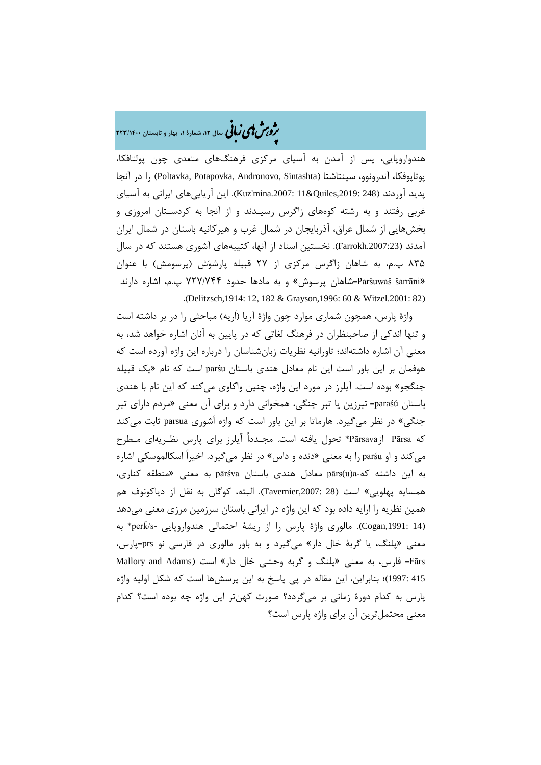هندواروپایی، پس از آمدن به آسیای مرکزی فرهنگ‌های متعدی چون پولتافکا، پوتاپوفکا، آندرونوو، سینتاشتا (Poltavka, Potapovka, Andronovo, Sintashta) را در آنجا پدید آوردند (Kuz'mina.2007: 11&Quiles,2019: 248). این آریایی‌های ایرانی به آسیای غربی رفتند و به رشته کوه‌های زاگرس رسیدند و از آنجا به کردستان امروزی و بخش‌هایی از شمال عراق، آذربایجان در شمال غرب و هیرکانیه باستان در شمال ایران آمدند (Farrokh.2007:23). نخستین اسناد از آنها، کتیبه‌های آشوری هستند که در سال ۸۳۵ پ.م، به شاهان زاگرس مرکزی از ۲۷ قبیله پارشَوَش (پرسومش) با عنوان «Paršuwaš šarrāni=شاهان پرسوش» و به مادها حدود ۷۲۷/۷۴۴ پ.م، اشاره دارند (Delitzsch,1914: 12, 182 & Grayson,1996: 60 & Witzel.2001: 82).

واژهٔ پارس، همچون شماری موارد چون واژهٔ آریا (اَریه) مباحثی را در بر داشته است و تنها اندکی از صاحبنظران در فرهنگ لغاتی که در پایین به آنان اشاره خواهد شد، به معنی آن اشاره داشته‌اند؛ تاورانیه نظریات زبان‌شناسان را درباره این واژه آورده است که هوفمان بر این باور است این نام معادل هندی باستان parśu است که نام «یک قبیله جنگجو» بوده است. آیلرز در مورد این واژه، چنین واکاوی می‌کند که این نام با هندی باستان paraśú= تبرزین یا تبر جنگی، همخوانی دارد و برای آن معنی «مردم دارای تبر جنگی» در نظر می‌گیرد. هارماتا بر این باور است که واژه آشوری parsua ثابت می‌کند که Pārsa از *Pārsava تحول یافته است. مجدداً آیلرز برای پارس نظریه‌ای مطرح می‌کند و او parśu را به معنی «دنده و داس» در نظر می‌گیرد. اخیراً اسکالموسکی اشاره به این داشته که pārs(u)a- معادل هندی باستان pārśva به معنی «منطقه کناری، همسایه پهلویی» است (Tavernier,2007: 28). البته، کوگان به نقل از دیاکونوف هم همین نظریه را ارایه داده بود که این واژه در ایرانی باستان سرزمین مرزی معنی می‌دهد (Cogan,1991: 14). مالوری واژهٔ پارس را از ریشهٔ احتمالی هندواروپایی -perk̂/s* به معنی «پلنگ، یا گربهٔ خال دار» می‌گیرد و به باور مالوری در فارسی نو prs=پارس، Fārs= فارس، به معنی «پلنگ و گربه وحشی خال دار» است (Mallory and Adams 1997: 415)؛ بنابراین، این مقاله در پی پاسخ به این پرسش‌ها است که شکل اولیه واژه پارس به کدام دورهٔ زمانی بر می‌گردد؟ صورت کهن‌تر این واژه چه بوده است؟ کدام معنی محتمل‌ترین آن برای واژه پارس است؟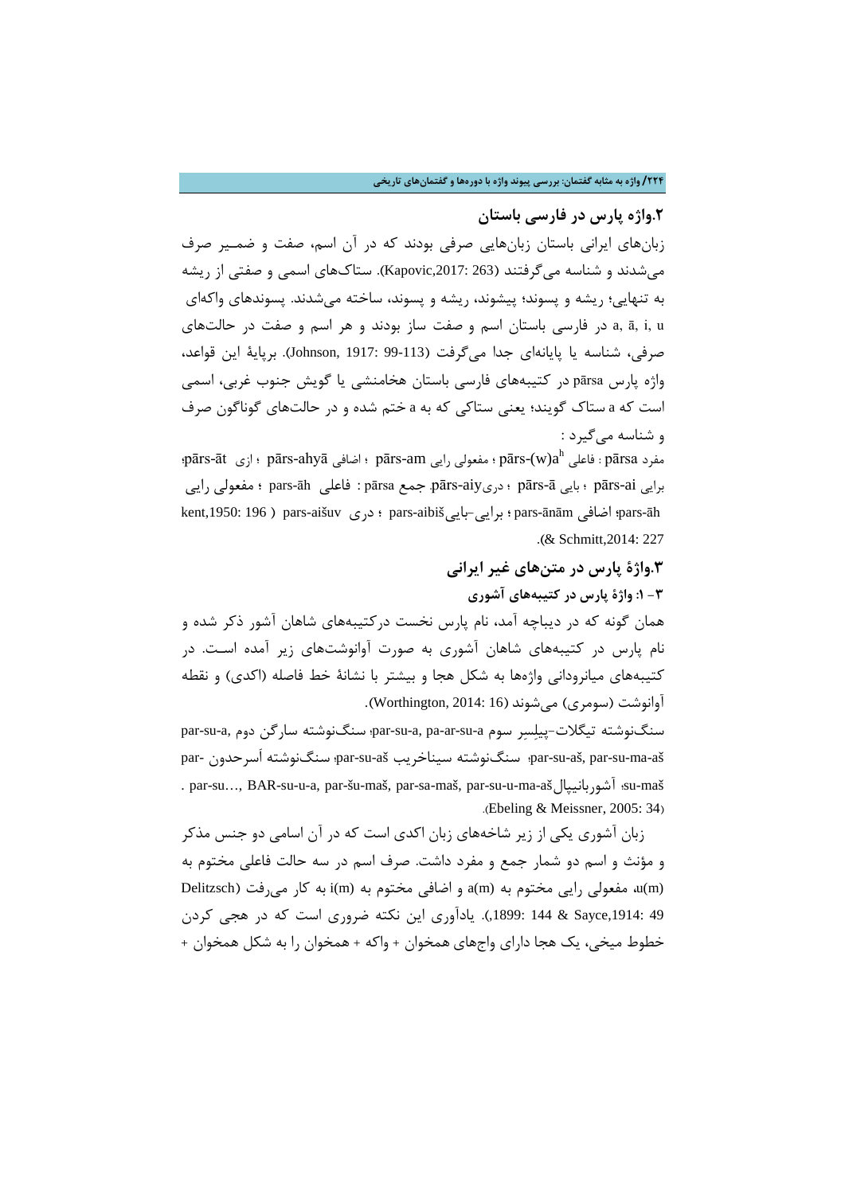## ۲.واژه پارس در فارسی باستان

زبان‌های ایرانی باستان زبان‌هایی صرفی بودند که در آن اسم، صفت و ضمیر صرف می‌شدند و شناسه می‌گرفتند (Kapovic,2017: 263). ستاک‌های اسمی و صفتی از ریشه به تنهایی؛ ریشه و پسوند؛ پیشوند، ریشه و پسوند، ساخته می‌شدند. پسوندهای واکه‌ای a, ā, i, u در فارسی باستان اسم و صفت ساز بودند و هر اسم و صفت در حالت‌های صرفی، شناسه یا پایانه‌ای جدا می‌گرفت (Johnson, 1917: 99-113). برپایهٔ این قواعد، واژه پارس pārsa در کتیبه‌های فارسی باستان هخامنشی یا گویش جنوب غربی، اسمی است که a ستاک گویند؛ یعنی ستاکی که به a ختم شده و در حالت‌های گوناگون صرف و شناسه می‌گیرد :

مفرد pārsa : فاعلی $pārs\text{-}(w)a^h$ ؛ مفعولی رایی pārs-am ؛ اضافی pārs-ahyā ؛ ازی pārs-āt؛ برایی pārs-ai ؛ بایی pārs-ā ؛ دری pārs-aiy. جمع pārsa : فاعلی pars-āh ؛ مفعولی رایی pars-āh؛ اضافی pars-ānām ؛ برایی-بایی pars-aibiš ؛ دری pars-aišuv ( kent,1950: 196 & Schmitt,2014: 227).

## ۳.واژهٔ پارس در متن‌های غیر ایرانی

### ۳- ۱: واژهٔ پارس در کتیبه‌های آشوری

همان گونه که در دیباچه آمد، نام پارس نخست درکتیبه‌های شاهان آشور ذکر شده و نام پارس در کتیبه‌های شاهان آشوری به صورت آوانوشت‌های زیر آمده است. در کتیبه‌های میانرودانی واژه‌ها به شکل هجا و بیشتر با نشانهٔ خط فاصله (اکدی) و نقطه آوانوشت (سومری) می‌شوند (Worthington, 2014: 16).

سنگ‌نوشته تیگلات-پیلِسِر سوم par-su-a, pa-ar-su-a؛ سنگ‌نوشته سارگن دوم par-su-a, par-su-aš, par-su-ma-aš؛ سنگ‌نوشته سیناخریب par-su-aš؛ سنگ‌نوشته أسرحدون par-su-maš؛ آشوربانیپال par-su…, BAR-su-u-a, par-šu-maš, par-sa-maš, par-su-u-ma-aš . (Ebeling & Meissner, 2005: 34).

زبان آشوری یکی از زیر شاخه‌های زبان اکدی است که در آن اسامی دو جنس مذکر و مؤنث و اسم دو شمار جمع و مفرد داشت. صرف اسم در سه حالت فاعلی مختوم به u(m)، مفعولی رایی مختوم به a(m) و اضافی مختوم به i(m) به کار می‌رفت (Delitzsch 1899: 144 & Sayce,1914: 49). یادآوری این نکته ضروری است که در هجی کردن خطوط میخی، یک هجا دارای واج‌های همخوان + واکه + همخوان را به شکل همخوان +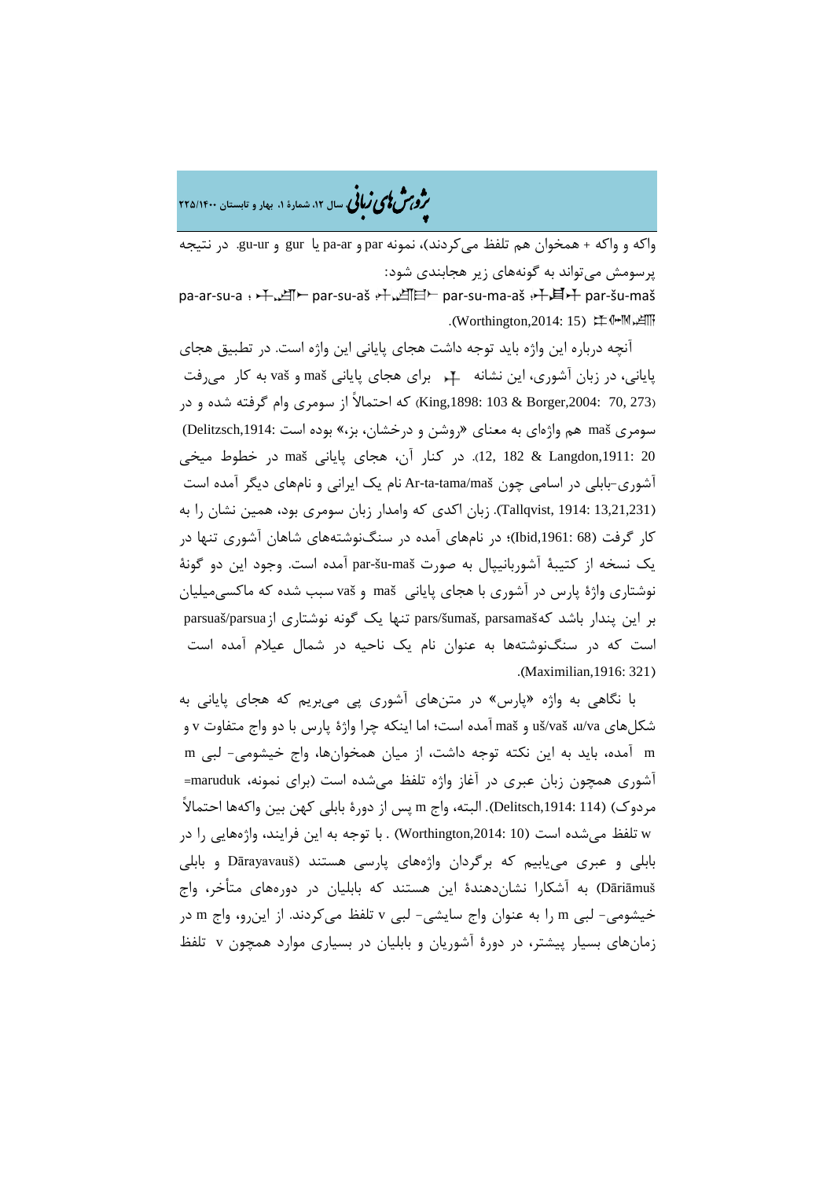واکه و واکه + همخوان هم تلفظ می‌کردند)، نمونه par و pa-ar یا gur و gu-ur. در نتیجه پرسومش می‌تواند به گونه‌های زیر هجابندی شود:

pa-ar-su-a ؛ 𒉺𒅈𒋢 par-su-aš ؛ 𒉺𒅈𒋢𒀸 par-su-ma-aš ؛ 𒉺𒋗𒈥 par-šu-maš 𒉺𒅈𒋢𒀀 (Worthington,2014: 15).

آنچه درباره این واژه باید توجه داشت هجای پایانی این واژه است. در تطبیق هجای پایانی، در زبان آشوری، این نشانه 𒈥 برای هجای پایانی maš و vaš به کار می‌رفت (King,1898: 103 & Borger,2004: 70, 273) که احتمالاً از سومری وام گرفته شده و در سومری maš هم واژه‌ای به معنای «روشن و درخشان، بز،» بوده است (Delitzsch,1914: 12, 182 & Langdon,1911: 20). در کنار آن، هجای پایانی maš در خطوط میخی آشوری-بابلی در اسامی چون Ar-ta-tama/maš نام یک ایرانی و نام‌های دیگر آمده است (Tallqvist, 1914: 13,21,231). زبان اکدی که وامدار زبان سومری بود، همین نشان را به کار گرفت (Ibid,1961: 68)؛ در نام‌های آمده در سنگ‌نوشته‌های شاهان آشوری تنها در یک نسخه از کتیبهٔ آشوربانیپال به صورت par-šu-maš آمده است. وجود این دو گونهٔ نوشتاری واژهٔ پارس در آشوری با هجای پایانی maš و vaš سبب شده که ماکسی‌میلیان بر این پندار باشد که pars/šumaš, parsamaš تنها یک گونه نوشتاری از parsuaš/parsua است که در سنگ‌نوشته‌ها به عنوان نام یک ناحیه در شمال عیلام آمده است (Maximilian,1916: 321).

با نگاهی به واژه «پارس» در متن‌های آشوری پی می‌بریم که هجای پایانی به شکل‌های u/va، uš/vaš و maš آمده است؛ اما اینکه چرا واژهٔ پارس با دو واج متفاوت v و m آمده، باید به این نکته توجه داشت، از میان همخوان‌ها، واج خیشومی- لبی m آشوری همچون زبان عبری در آغاز واژه تلفظ می‌شده است (برای نمونه، maruduk= مردوک) (Delitsch,1914: 114). البته، واج m پس از دورهٔ بابلی کهن بین واکه‌ها احتمالاً w تلفظ می‌شده است (Worthington,2014: 10) . با توجه به این فرایند، واژه‌هایی را در بابلی و عبری می‌یابیم که برگردان واژه‌های پارسی هستند (Dārayavauš و بابلی Dāriāmuš) به آشکارا نشان‌دهندهٔ این هستند که بابلیان در دوره‌های متأخر، واج خیشومی- لبی m را به عنوان واج سایشی- لبی v تلفظ می‌کردند. از این‌رو، واج m در زمان‌های بسیار پیشتر، در دورهٔ آشوریان و بابلیان در بسیاری موارد همچون v تلفظ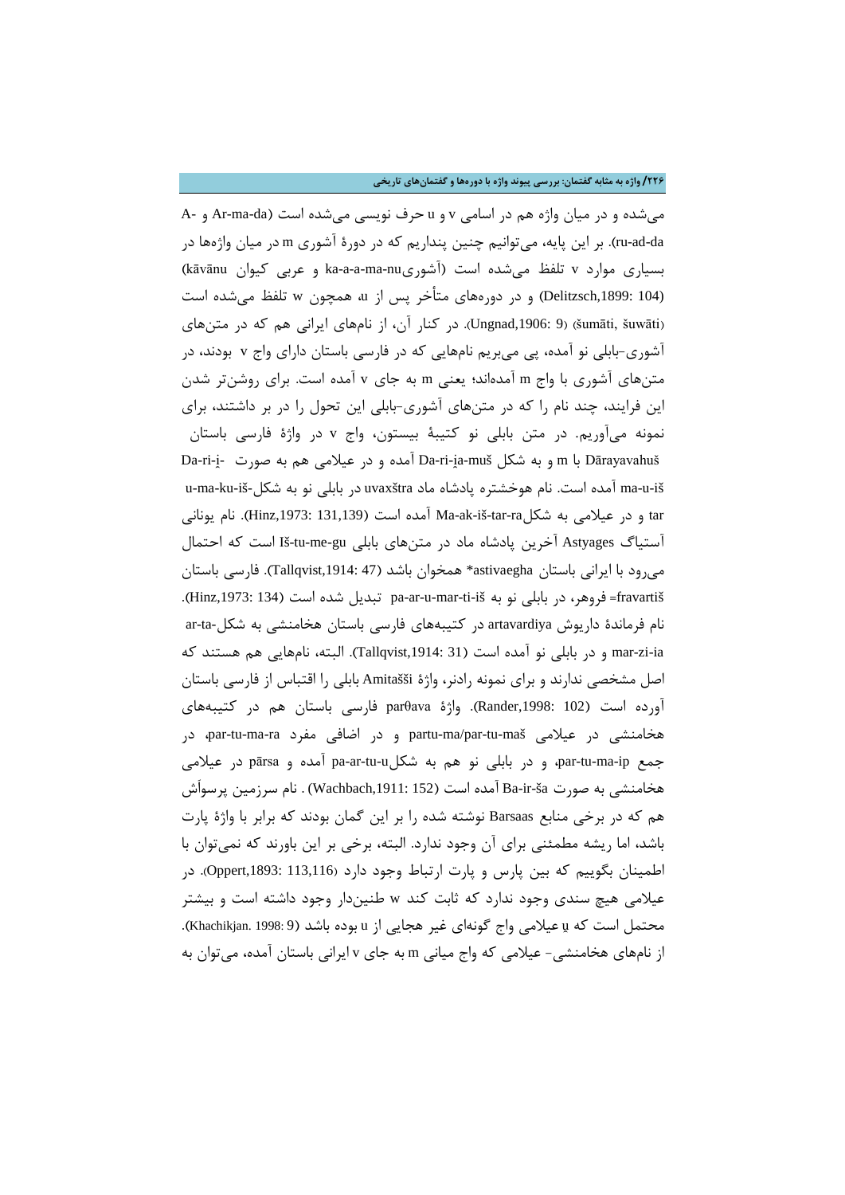می‌شده و در میان واژه هم در اسامی v و u حرف نویسی می‌شده است (Ar-ma-da و A-ru-ad-da). بر این پایه، می‌توانیم چنین پنداریم که در دورهٔ آشوری m در میان واژه‌ها در بسیاری موارد v تلفظ می‌شده است (آشوریka-a-a-ma-nu و عربی کیوان kāvānu) (Delitzsch,1899: 104) و در دوره‌های متأخر پس از u، همچون w تلفظ می‌شده است (šumāti, šuwāti) (Ungnad,1906: 9). در کنار آن، از نام‌های ایرانی هم که در متن‌های آشوری-بابلی نو آمده، پی می‌بریم نام‌هایی که در فارسی باستان دارای واج v بودند، در متن‌های آشوری با واج m آمده‌اند؛ یعنی m به جای v آمده است. برای روشن‌تر شدن این فرایند، چند نام را که در متن‌های آشوری-بابلی این تحول را در بر داشتند، برای نمونه می‌آوریم. در متن بابلی نو کتیبهٔ بیستون، واج v در واژهٔ فارسی باستان Dārayavahuš با m و به شکل Da-ri-i̯a-muš آمده و در عیلامی هم به صورت Da-ri-i̯-ma-u-iš آمده است. نام هوخشتره پادشاه ماد uvaxštra در بابلی نو به شکل u-ma-ku-iš-tar و در عیلامی به شکلMa-ak-iš-tar-ra آمده است (Hinz,1973: 131,139). نام یونانی آستیاگ Astyages آخرین پادشاه ماد در متن‌های بابلی Iš-tu-me-gu است که احتمال می‌رود با ایرانی باستان astivaegha* همخوان باشد (Tallqvist,1914: 47). فارسی باستان fravartiš= فروهر، در بابلی نو به pa-ar-u-mar-ti-iš تبدیل شده است (Hinz,1973: 134). نام فرماندهٔ داریوش artavardiya در کتیبه‌های فارسی باستان هخامنشی به شکل ar-ta-mar-zi-ia و در بابلی نو آمده است (Tallqvist,1914: 31). البته، نام‌هایی هم هستند که اصل مشخصی ندارند و برای نمونه رادنر، واژهٔ Amitašši بابلی را اقتباس از فارسی باستان آورده است (Rander,1998: 102). واژهٔ parθava فارسی باستان هم در کتیبه‌های هخامنشی در عیلامی partu-ma/par-tu-maš و در اضافی مفرد par-tu-ma-ra، در جمع par-tu-ma-ip، و در بابلی نو هم به شکلpa-ar-tu-u آمده و pārsa در عیلامی هخامنشی به صورت Ba-ir-ša آمده است (Wachbach,1911: 152) . نام سرزمین پرسوَش هم که در برخی منابع Barsaas نوشته شده را بر این گمان بودند که برابر با واژهٔ پارت باشد، اما ریشه مطمئنی برای آن وجود ندارد. البته، برخی بر این باورند که نمی‌توان با اطمینان بگوییم که بین پارس و پارت ارتباط وجود دارد (Oppert,1893: 113,116). در عیلامی هیچ سندی وجود ندارد که ثابت کند w طنین‌دار وجود داشته است و بیشتر محتمل است که u̯ عیلامی واج گونه‌ای غیر هجایی از u بوده باشد (Khachikjan. 1998: 9).
از نام‌های هخامنشی- عیلامی که واج میانی m به جای v ایرانی باستان آمده، می‌توان به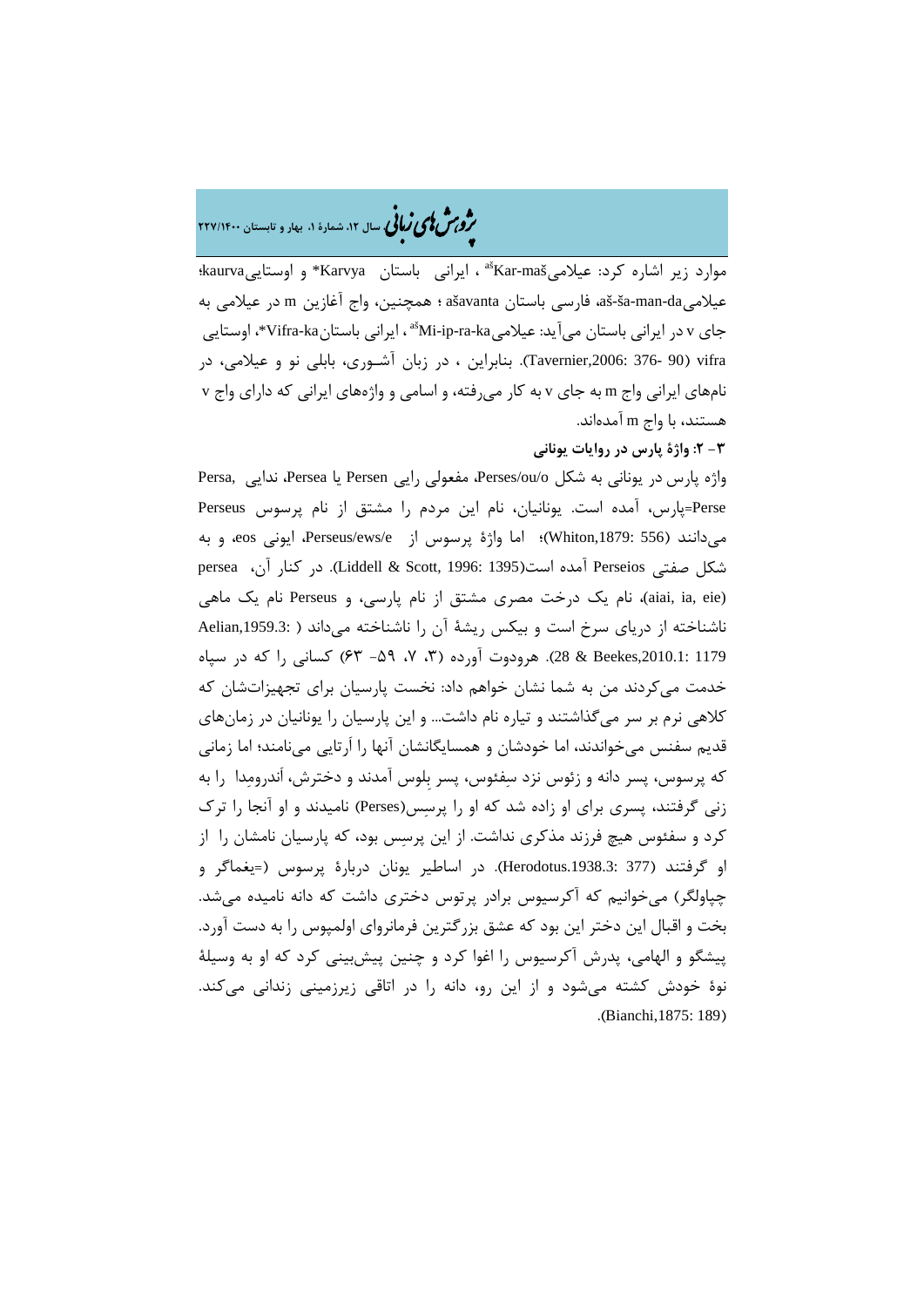موارد زیر اشاره کرد: عیلامی[aš]Kar-maš ، ایرانی باستان Karvya* و اوستایی kaurva؛ عیلامی aš-ša-man-da، فارسی باستان ašavanta ؛ همچنین، واج آغازین m در عیلامی به جای v در ایرانی باستان می‌آید: عیلامی[aš]Mi-ip-ra-ka ، ایرانی باستان Vifra-ka*، اوستایی vifra (Tavernier,2006: 376- 90). بنابراین ، در زبان آشـوری، بابلی نو و عیلامی، در نام‌های ایرانی واج m به جای v به کار می‌رفته، و اسامی و واژه‌های ایرانی که دارای واج v هستند، با واج m آمده‌اند.

**۳- ۲: واژۀ پارس در روایات یونانی**

واژه پارس در یونانی به شکل Perses/ou/o، مفعولی رایی Persen یا Persea، ندایی Persa, Perse=پارس، آمده است. یونانیان، نام این مردم را مشتق از نام پرسوس Perseus می‌دانند (Whiton,1879: 556)؛ اما واژۀ پرسوس از Perseus/ews/e، ایونی eos، و به شکل صفتی Perseios آمده است(Liddell & Scott, 1996: 1395). در کنار آن، persea (aiai, ia, eie)، نام یک درخت مصری مشتق از نام پارسی، و Perseus نام یک ماهی ناشناخته از دریای سرخ است و بیکس ریشۀ آن را ناشناخته می‌داند ( Aelian,1959.3: 28 & Beekes,2010.1: 1179). هرودوت آورده (۳، ۷، ۵۹- ۶۳) کسانی را که در سپاه خدمت می‌کردند من به شما نشان خواهم داد: نخست پارسیان برای تجهیزات‌شان که کلاهی نرم بر سر می‌گذاشتند و تیاره نام داشت... و این پارسیان را یونانیان در زمان‌های قدیم سفنس می‌خواندند، اما خودشان و همسایگانشان آنها را اَرتایی می‌نامند؛ اما زمانی که پرسوس، پسر دانه و زئوس نزد سِفئوس، پسر بِلوس آمدند و دخترش، اَندرومِدا را به زنی گرفتند، پسری برای او زاده شد که او را پرسِس(Perses) نامیدند و او آنجا را ترک کرد و سفئوس هیچ فرزند مذکری نداشت. از این پرسِس بود، که پارسیان نامشان را از او گرفتند (Herodotus.1938.3: 377). در اساطیر یونان دربارۀ پرسوس (=یغماگر و چپاولگر) می‌خوانیم که آکرسیوس برادر پرتوس دختری داشت که دانه نامیده می‌شد. بخت و اقبال این دختر این بود که عشق بزرگترین فرمانروای اولمپوس را به دست آورد. پیشگو و الهامی، پدرش آکرسیوس را اغوا کرد و چنین پیش‌بینی کرد که او به وسیلۀ نوۀ خودش کشته می‌شود و از این رو، دانه را در اتاقی زیرزمینی زندانی می‌کند. (Bianchi,1875: 189).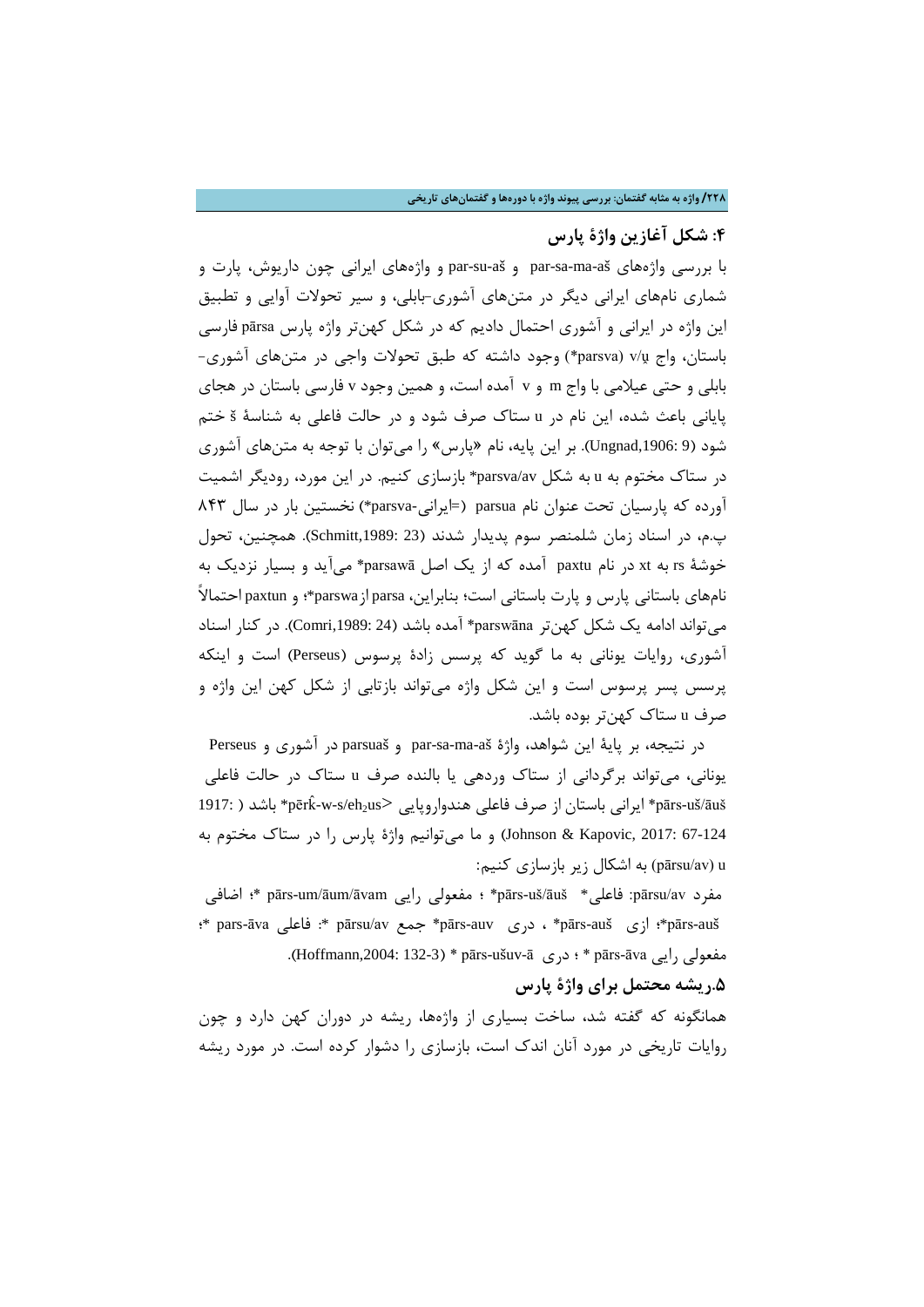## ۴: شکل آغازین واژهٔ پارس

با بررسی واژه‌های par-sa-ma-aš و par-su-aš و واژه‌های ایرانی چون داریوش، پارت و شماری نام‌های ایرانی دیگر در متن‌های آشوری-بابلی، و سیر تحولات آوایی و تطبیق این واژه در ایرانی و آشوری احتمال دادیم که در شکل کهن‌تر واژه پارس pārsa فارسی باستان، واج v/u̯ (parsva*) وجود داشته که طبق تحولات واجی در متن‌های آشوری-بابلی و حتی عیلامی با واج m و v آمده است، و همین وجود v فارسی باستان در هجای پایانی باعث شده، این نام در u ستاک صرف شود و در حالت فاعلی به شناسهٔ š ختم شود (Ungnad,1906: 9). بر این پایه، نام «پارس» را می‌توان با توجه به متن‌های آشوری در ستاک مختوم به u به شکل parsva/av* بازسازی کنیم. در این مورد، رودیگر اشمیت آورده که پارسیان تحت عنوان نام parsua (=ایرانی-parsva*) نخستین بار در سال ۸۴۳ پ.م، در اسناد زمان شلمنصر سوم پدیدار شدند (Schmitt,1989: 23). همچنین، تحول خوشهٔ rs به xt در نام paxtu آمده که از یک اصل parsawā* می‌آید و بسیار نزدیک به نام‌های باستانی پارس و پارت باستانی است؛ بنابراین، parsa از parswa*؛ و paxtun احتمالاً می‌تواند ادامه یک شکل کهن‌تر parswāna* آمده باشد (Comri,1989: 24). در کنار اسناد آشوری، روایات یونانی به ما گوید که پرسس زادهٔ پرسوس (Perseus) است و اینکه پرسس پسر پرسوس است و این شکل واژه می‌تواند بازتابی از شکل کهن این واژه و صرف u ستاک کهن‌تر بوده باشد.

در نتیجه، بر پایهٔ این شواهد، واژهٔ par-sa-ma-aš و parsuaš در آشوری و Perseus یونانی، می‌تواند برگردانی از ستاک وردهی یا بالنده صرف u ستاک در حالت فاعلی pārs-uš/āuš* ایرانی باستان از صرف فاعلی هندواروپایی <pērk̂-w-s/eh$_2$us* باشد ( 1917: Johnson & Kapovic, 2017: 67-124) و ما می‌توانیم واژهٔ پارس را در ستاک مختوم به u (pārsu/av) به اشکال زیر بازسازی کنیم:

مفرد pārsu/av: فاعلی* pārs-uš/āuš ؛ مفعولی رایی pārs-um/āum/āvam*؛ اضافی pārs-auš*؛ ازی pārs-auš* ، دری pārs-auv* جمع pārsu/av*: فاعلی pars-āva*؛ مفعولی رایی pārs-āva* ؛ دری pārs-ušuv-ā* (Hoffmann,2004: 132-3).

## ۵.ریشه محتمل برای واژهٔ پارس

همانگونه که گفته شد، ساخت بسیاری از واژه‌ها، ریشه در دوران کهن دارد و چون روایات تاریخی در مورد آنان اندک است، بازسازی را دشوار کرده است. در مورد ریشه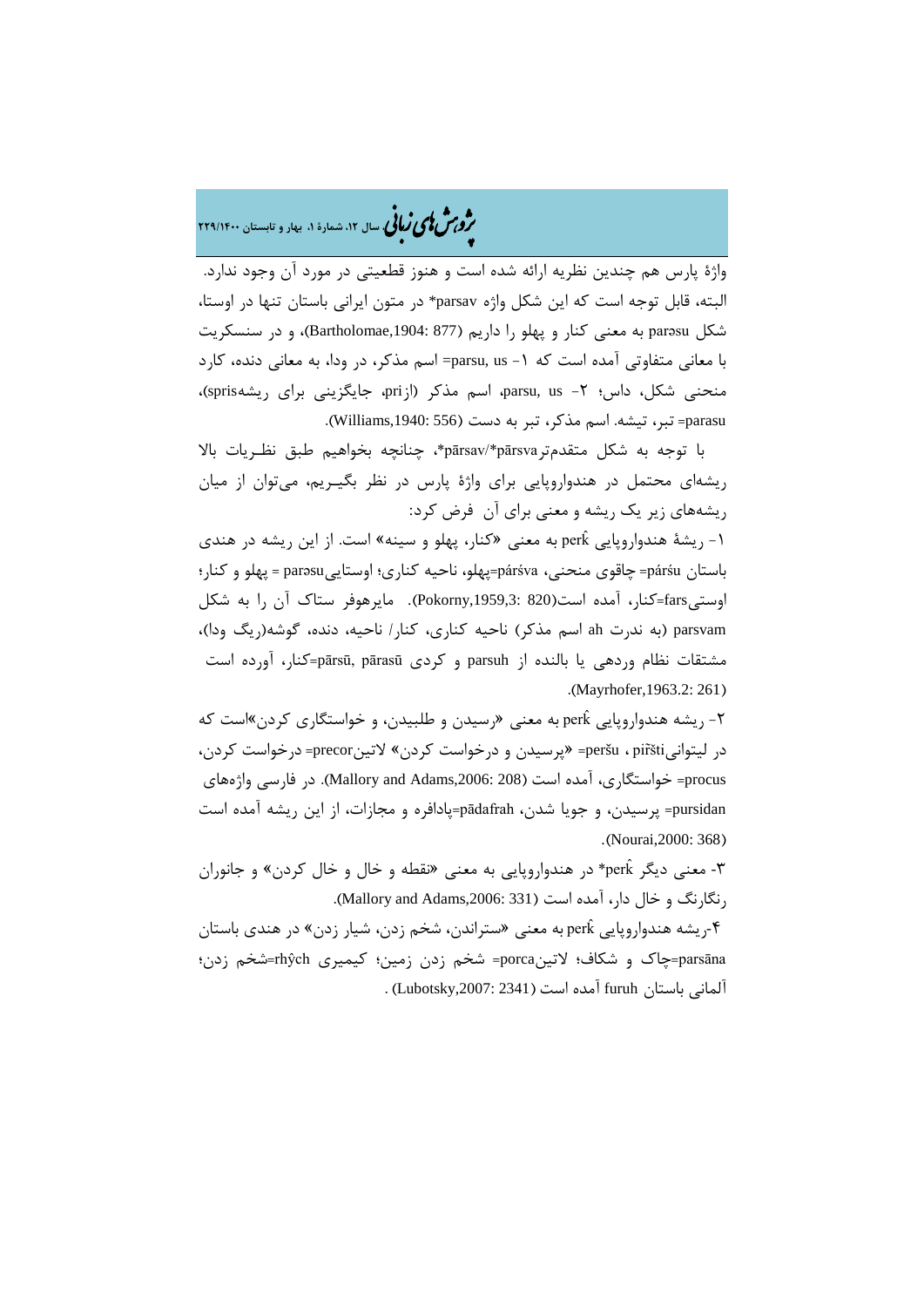واژۀ پارس هم چندین نظریه ارائه شده است و هنوز قطعیتی در مورد آن وجود ندارد. البته، قابل توجه است که این شکل واژه parsav* در متون ایرانی باستان تنها در اوستا، شکل parəsu به معنی کنار و پهلو را داریم (Bartholomae,1904: 877)، و در سنسکریت با معانی متفاوتی آمده است که ۱- parsu, us= اسم مذکر، در ودا، به معانی دنده، کارد منحنی شکل، داس؛ ۲- parsu, us، اسم مذکر (ازpri، جایگزینی برای ریشهspris)، parasu= تبر، تیشه. اسم مذکر، تبر به دست (Williams,1940: 556).

با توجه به شکل متقدم‌ترpārsva*/pārsav*، چنانچه بخواهیم طبق نظـریات بالا ریشه‌ای محتمل در هندواروپایی برای واژۀ پارس در نظر بگیـریم، می‌توان از میان ریشه‌های زیر یک ریشه و معنی برای آن فرض کرد:

۱- ریشۀ هندواروپایی perk̂ به معنی «کنار، پهلو و سینه» است. از این ریشه در هندی باستان párśu= چاقوی منحنی، párśva=پهلو، ناحیه کناری؛ اوستاییparəsu = پهلو و کنار؛ اوستیfars=کنار، آمده است(Pokorny,1959,3: 820). مایرهوفر ستاک آن را به شکل parsvam (به ندرت ah اسم مذکر) ناحیه کناری، کنار/ ناحیه، دنده، گوشه(ریگ ودا)، مشتقات نظام وردهی یا بالنده از parsuh و کردی pārsū, pārasū=کنار، آورده است (Mayrhofer,1963.2: 261).

۲- ریشه هندواروپایی perk̂ به معنی «رسیدن و طلبیدن، و خواستگاری کردن»است که در لیتوانیpiřšti ، peršu= «پرسیدن و درخواست کردن» لاتینprecor= درخواست کردن، procus= خواستگاری، آمده است (Mallory and Adams,2006: 208). در فارسی واژه‌های pursidan= پرسیدن، و جویا شدن، pādafrah=پادافره و مجازات، از این ریشه آمده است (Nourai,2000: 368).

۳- معنی دیگر perk̂* در هندواروپایی به معنی «نقطه و خال و خال کردن» و جانوران رنگارنگ و خال دار، آمده است (Mallory and Adams,2006: 331).

۴-ریشه هندواروپایی perk̂ به معنی «ستراندن، شخم زدن، شیار زدن» در هندی باستان parsāna=چاک و شکاف؛ لاتینporca= شخم زدن زمین؛ کیمیری rhŷch=شخم زدن؛ آلمانی باستان furuh آمده است (Lubotsky,2007: 2341) .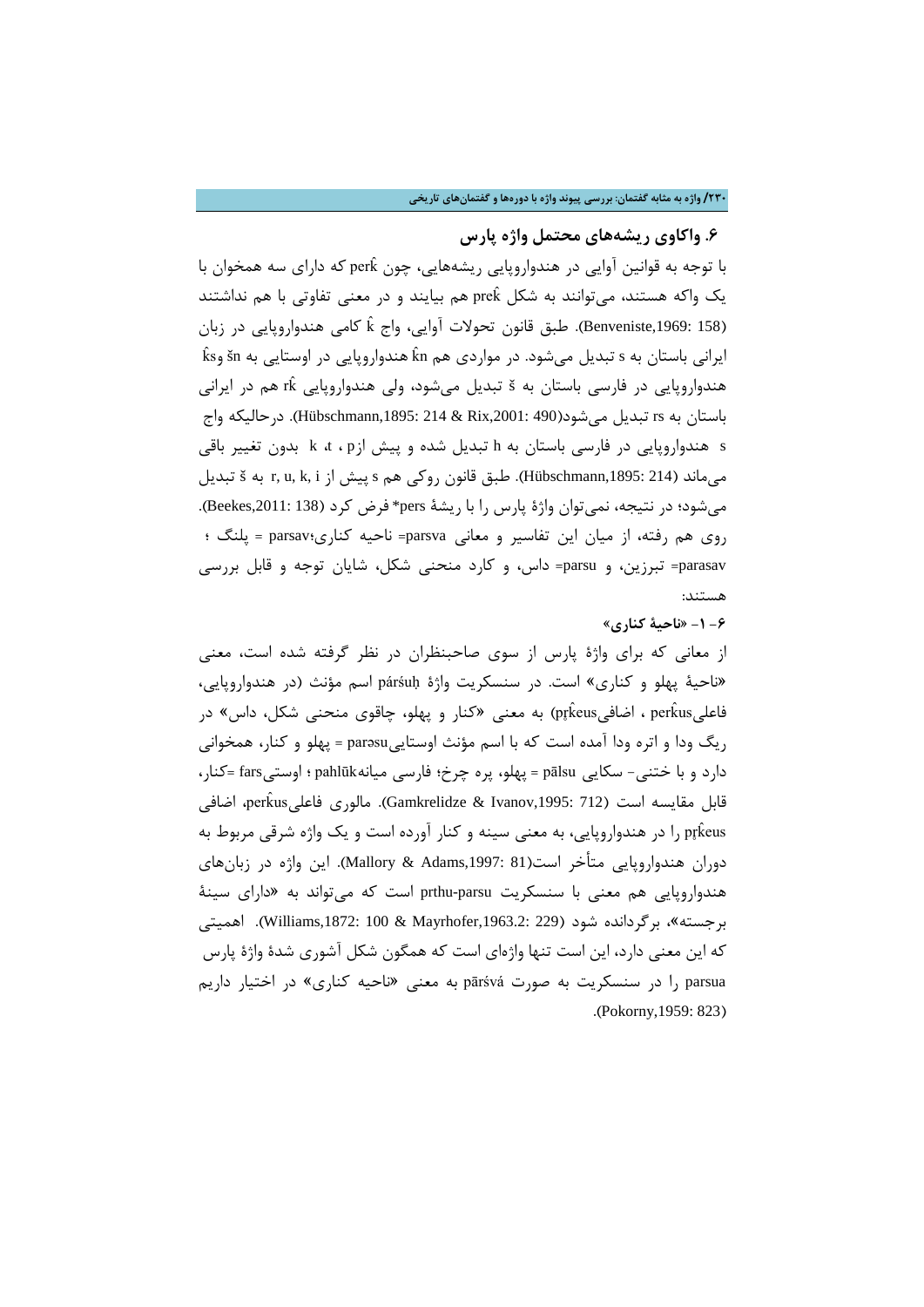## ۶. واکاوی ریشه‌های محتمل واژه پارس

با توجه به قوانین آوایی در هندواروپایی ریشه‌هایی، چون perk̂ که دارای سه همخوان با یک واکه هستند، می‌توانند به شکل prek̂ هم بیایند و در معنی تفاوتی با هم نداشتند (Benveniste,1969: 158). طبق قانون تحولات آوایی، واج k̂ کامی هندواروپایی در زبان ایرانی باستان به s تبدیل می‌شود. در مواردی هم k̂n هندواروپایی در اوستایی به šn وk̂s هندواروپایی در فارسی باستان به š تبدیل می‌شود، ولی هندواروپایی rk̂ هم در ایرانی باستان به rs تبدیل می‌شود(Hübschmann,1895: 214 & Rix,2001: 490). درحالیکه واج s هندواروپایی در فارسی باستان به h تبدیل شده و پیش ازp ، t، k بدون تغییر باقی می‌ماند (Hübschmann,1895: 214). طبق قانون روکی هم s پیش از r, u, k, i به š تبدیل می‌شود؛ در نتیجه، نمی‌توان واژۀ پارس را با ریشۀ pers* فرض کرد (Beekes,2011: 138). روی هم رفته، از میان این تفاسیر و معانی parsva= ناحیه کناری؛parsav = پلنگ ؛ parasav= تبرزین، و parsu= داس، و کارد منحنی شکل، شایان توجه و قابل بررسی هستند:

### ۶- ۱- «ناحیۀ کناری»

از معانی که برای واژۀ پارس از سوی صاحبنظران در نظر گرفته شده است، معنی «ناحیۀ پهلو و کناری» است. در سنسکریت واژۀ párśuḥ اسم مؤنث (در هندواروپایی، فاعلیperk̂us ، اضافیpr̥k̂eus) به معنی «کنار و پهلو، چاقوی منحنی شکل، داس» در ریگ ودا و اتره ودا آمده است که با اسم مؤنث اوستاییparəsu = پهلو و کنار، همخوانی دارد و با ختنی- سکایی pālsu = پهلو، پره چرخ؛ فارسی میانهpahlūk ؛ اوستیfars =کنار، قابل مقایسه است (Gamkrelidze & Ivanov,1995: 712). مالوری فاعلیperk̂us، اضافی pr̥k̂eus را در هندواروپایی، به معنی سینه و کنار آورده است و یک واژه شرقی مربوط به دوران هندواروپایی متأخر است(Mallory & Adams,1997: 81). این واژه در زبان‌های هندواروپایی هم معنی با سنسکریت prthu-parsu است که می‌تواند به «دارای سینۀ برجسته»، برگردانده شود (Williams,1872: 100 & Mayrhofer,1963.2: 229). اهمیتی که این معنی دارد، این است تنها واژه‌ای است که همگون شکل آشوری شدۀ واژۀ پارس parsua را در سنسکریت به صورت pārśvá به معنی «ناحیه کناری» در اختیار داریم (Pokorny,1959: 823).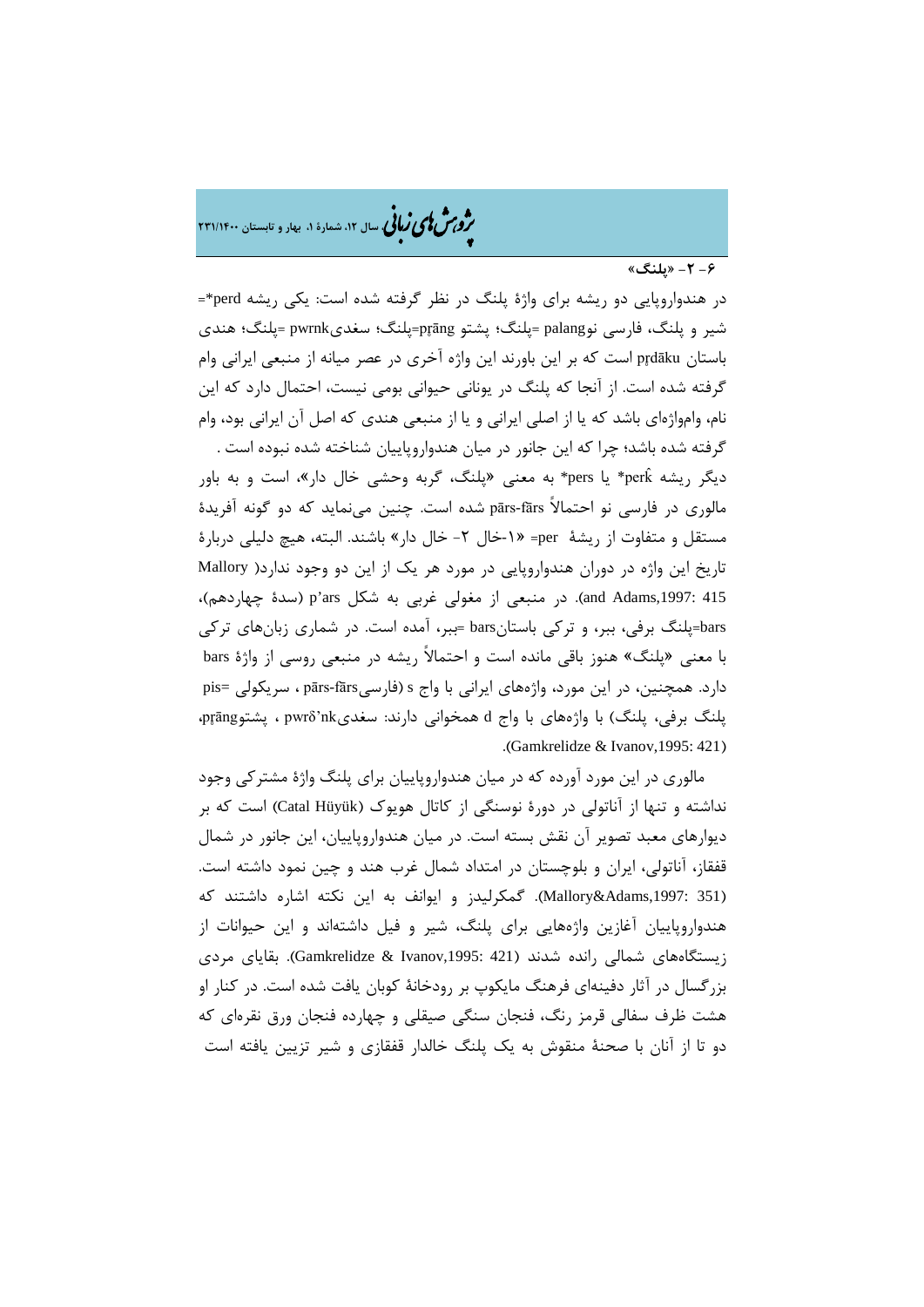**۶- ۲- «پلنگ»**

در هندواروپایی دو ریشه برای واژۀ پلنگ در نظر گرفته شده است: یکی ریشه perd*= شیر و پلنگ، فارسی نوpalang =پلنگ؛ پشتو pṛāng=پلنگ؛ سغدیpwrnk =پلنگ؛ هندی باستان pṛdāku است که بر این باورند این واژه آخری در عصر میانه از منبعی ایرانی وام گرفته شده است. از آنجا که پلنگ در یونانی حیوانی بومی نیست، احتمال دارد که این نام، وامواژه‌ای باشد که یا از اصلی ایرانی و یا از منبعی هندی که اصل آن ایرانی بود، وام گرفته شده باشد؛ چرا که این جانور در میان هندواروپاییان شناخته شده نبوده است .

دیگر ریشه perk̂* یا pers* به معنی «پلنگ، گربه وحشی خال دار»، است و به باور مالوری در فارسی نو احتمالاً pārs-fārs شده است. چنین می‌نماید که دو گونه آفریدۀ مستقل و متفاوت از ریشۀ per= «۱-خال ۲- خال دار» باشند. البته، هیچ دلیلی دربارۀ تاریخ این واژه در دوران هندواروپایی در مورد هر یک از این دو وجود ندارد( Mallory and Adams,1997: 415). در منبعی از مغولی غربی به شکل p'ars (سدۀ چهاردهم)، bars=پلنگ برفی، ببر، و ترکی باستانbars =ببر، آمده است. در شماری زبان‌های ترکی با معنی «پلنگ» هنوز باقی مانده است و احتمالاً ریشه در منبعی روسی از واژۀ bars دارد. همچنین، در این مورد، واژه‌های ایرانی با واج s (فارسیpārs-fārs ، سریکولی =pis پلنگ برفی، پلنگ) با واژه‌های با واج d همخوانی دارند: سغدیpwrδ'nk ، پشتوpṛāng، (Gamkrelidze & Ivanov,1995: 421).

مالوری در این مورد آورده که در میان هندواروپاییان برای پلنگ واژۀ مشترکی وجود نداشته و تنها از آناتولی در دورۀ نوسنگی از کاتال هویوک (Catal Hüyük) است که بر دیوارهای معبد تصویر آن نقش بسته است. در میان هندواروپاییان، این جانور در شمال قفقاز، آناتولی، ایران و بلوچستان در امتداد شمال غرب هند و چین نمود داشته است. (Mallory&Adams,1997: 351). گمکرلیدز و ایوانف به این نکته اشاره داشتند که هندواروپاییان آغازین واژه‌هایی برای پلنگ، شیر و فیل داشته‌اند و این حیوانات از زیستگاه‌های شمالی رانده شدند (Gamkrelidze & Ivanov,1995: 421). بقایای مردی بزرگسال در آثار دفینه‌ای فرهنگ مایکوپ بر رودخانۀ کوبان یافت شده است. در کنار او هشت ظرف سفالی قرمز رنگ، فنجان سنگی صیقلی و چهارده فنجان ورق نقره‌ای که دو تا از آنان با صحنۀ منقوش به یک پلنگ خالدار قفقازی و شیر تزیین یافته است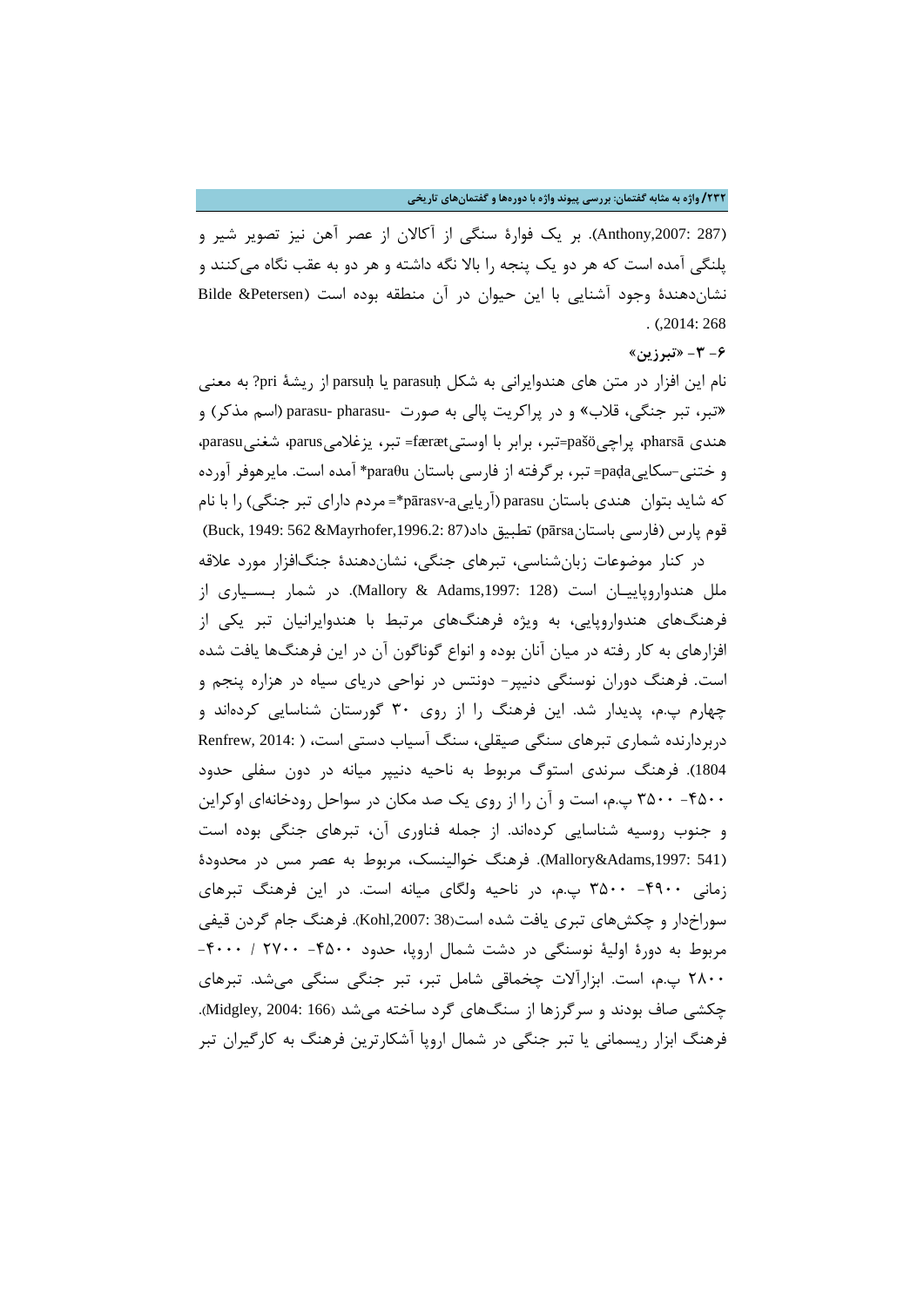(Anthony,2007: 287). بر یک فوارۀ سنگی از آکالان از عصر آهن نیز تصویر شیر و پلنگی آمده است که هر دو یک پنجه را بالا نگه داشته و هر دو به عقب نگاه می‌کنند و نشان‌دهندۀ وجود آشنایی با این حیوان در آن منطقه بوده است (Bilde &Petersen ,2014: 268).

### ۶- ۳- «تبرزین»

نام این افزار در متن های هندوایرانی به شکل parasuḥ یا parsuḥ از ریشۀ pri? به معنی «تبر، تبر جنگی، قلاب» و در پراکریت پالی به صورت -parasu- pharasu (اسم مذکر) و هندی pharsā، پراچیpašö=تبر، برابر با اوستیfæræt= تبر، یزغلامیparus، شغنیparasu، و ختنی–سکاییpaḍa= تبر، برگرفته از فارسی باستان paraθu* آمده است. مایرهوفر آورده که شاید بتوان هندی باستان parasu (آریاییpārasv-a*= مردم دارای تبر جنگی) را با نام قوم پارس (فارسی باستانpārsa) تطبیق داد(Buck, 1949: 562 &Mayrhofer,1996.2: 87)

در کنار موضوعات زبان‌شناسی، تبرهای جنگی، نشان‌دهندۀ جنگ‌افزار مورد علاقه ملل هندواروپاییان است (Mallory & Adams,1997: 128). در شمار بسیاری از فرهنگ‌های هندواروپایی، به ویژه فرهنگ‌های مرتبط با هندوایرانیان تبر یکی از افزارهای به کار رفته در میان آنان بوده و انواع گوناگون آن در این فرهنگ‌ها یافت شده است. فرهنگ دوران نوسنگی دنیپر- دونتس در نواحی دریای سیاه در هزاره پنجم و چهارم پ.م، پدیدار شد. این فرهنگ را از روی ۳۰ گورستان شناسایی کرده‌اند و دربردارنده شماری تبرهای سنگی صیقلی، سنگ آسیاب دستی است، (Renfrew, 2014: 1804). فرهنگ سرندی استوگ مربوط به ناحیه دنیپر میانه در دون سفلی حدود ۴۵۰۰- ۳۵۰۰ پ.م، است و آن را از روی یک صد مکان در سواحل رودخانه‌ای اوکراین و جنوب روسیه شناسایی کرده‌اند. از جمله فناوری آن، تبرهای جنگی بوده است (Mallory&Adams,1997: 541). فرهنگ خوالینسک، مربوط به عصر مس در محدودۀ زمانی ۴۹۰۰- ۳۵۰۰ پ.م، در ناحیه ولگای میانه است. در این فرهنگ تبرهای سوراخ‌دار و چکش‌های تبری یافت شده است(Kohl,2007: 38). فرهنگ جام گردن قیفی مربوط به دورۀ اولیۀ نوسنگی در دشت شمال اروپا، حدود ۴۵۰۰- ۲۷۰۰ / ۴۰۰۰- ۲۸۰۰ پ.م، است. ابزارآلات چخماقی شامل تبر، تبر جنگی سنگی می‌شد. تبرهای چکشی صاف بودند و سرگرزها از سنگ‌های گرد ساخته می‌شد (Midgley, 2004: 166). فرهنگ ابزار ریسمانی یا تبر جنگی در شمال اروپا آشکارترین فرهنگ به کارگیران تبر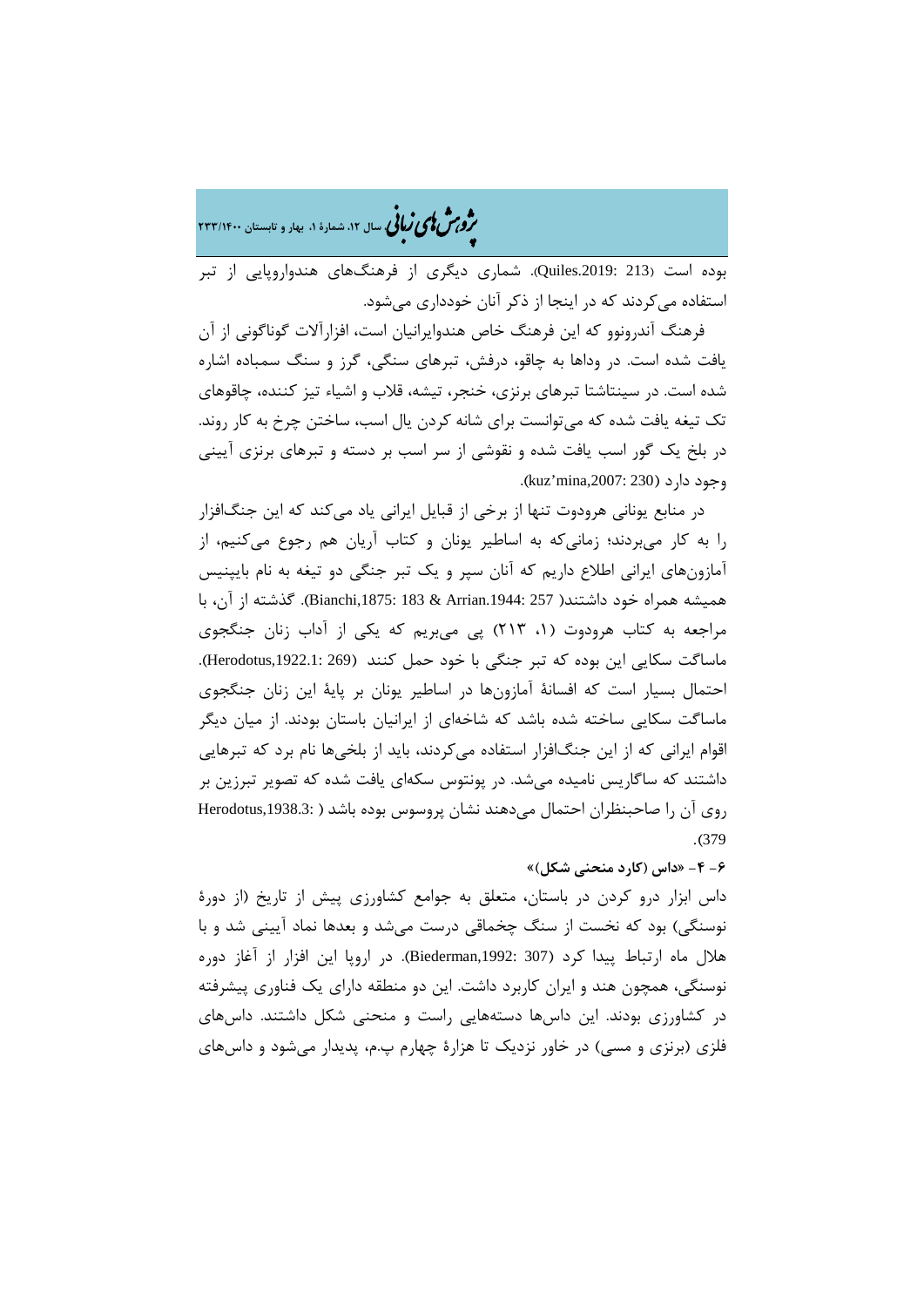بوده است (Quiles.2019: 213). شماری دیگری از فرهنگ‌های هندواروپایی از تبر استفاده می‌کردند که در اینجا از ذکر آنان خودداری می‌شود.

فرهنگ آندرونوو که این فرهنگ خاص هندوایرانیان است، افزارآلات گوناگونی از آن یافت شده است. در وداها به چاقو، درفش، تبرهای سنگی، گرز و سنگ سمباده اشاره شده است. در سینتاشتا تبرهای برنزی، خنجر، تیشه، قلاب و اشیاء تیز کننده، چاقوهای تک تیغه یافت شده که می‌توانست برای شانه کردن یال اسب، ساختن چرخ به کار روند. در بلخ یک گور اسب یافت شده و نقوشی از سر اسب بر دسته و تبرهای برنزی آیینی وجود دارد (kuz'mina,2007: 230).

در منابع یونانی هرودوت تنها از برخی از قبایل ایرانی یاد می‌کند که این جنگ‌افزار را به کار می‌بردند؛ زمانی‌که به اساطیر یونان و کتاب آریان هم رجوع می‌کنیم، از آمازون‌های ایرانی اطلاع داریم که آنان سپر و یک تبر جنگی دو تیغه به نام باپینیس همیشه همراه خود داشتند( Bianchi,1875: 183 & Arrian.1944: 257). گذشته از آن، با مراجعه به کتاب هرودوت (۱، ۲۱۳) پی می‌بریم که یکی از آداب زنان جنگجوی ماساگت سکایی این بوده که تبر جنگی با خود حمل کنند (Herodotus,1922.1: 269). احتمال بسیار است که افسانهٔ آمازون‌ها در اساطیر یونان بر پایهٔ این زنان جنگجوی ماساگت سکایی ساخته شده باشد که شاخه‌ای از ایرانیان باستان بودند. از میان دیگر اقوام ایرانی که از این جنگ‌افزار استفاده می‌کردند، باید از بلخی‌ها نام برد که تبرهایی داشتند که ساگاریس نامیده می‌شد. در پونتوس سکه‌ای یافت شده که تصویر تبرزین بر روی آن را صاحبنظران احتمال می‌دهند نشان پروسوس بوده باشد ( Herodotus,1938.3: 379).

**۶- ۴- «داس (کارد منحنی شکل)»**

داس ابزار درو کردن در باستان، متعلق به جوامع کشاورزی پیش از تاریخ (از دورهٔ نوسنگی) بود که نخست از سنگ چخماقی درست می‌شد و بعدها نماد آیینی شد و با هلال ماه ارتباط پیدا کرد (Biederman,1992: 307). در اروپا این افزار از آغاز دوره نوسنگی، همچون هند و ایران کاربرد داشت. این دو منطقه دارای یک فناوری پیشرفته در کشاورزی بودند. این داس‌ها دسته‌هایی راست و منحنی شکل داشتند. داس‌های فلزی (برنزی و مسی) در خاور نزدیک تا هزارهٔ چهارم پ.م، پدیدار می‌شود و داس‌های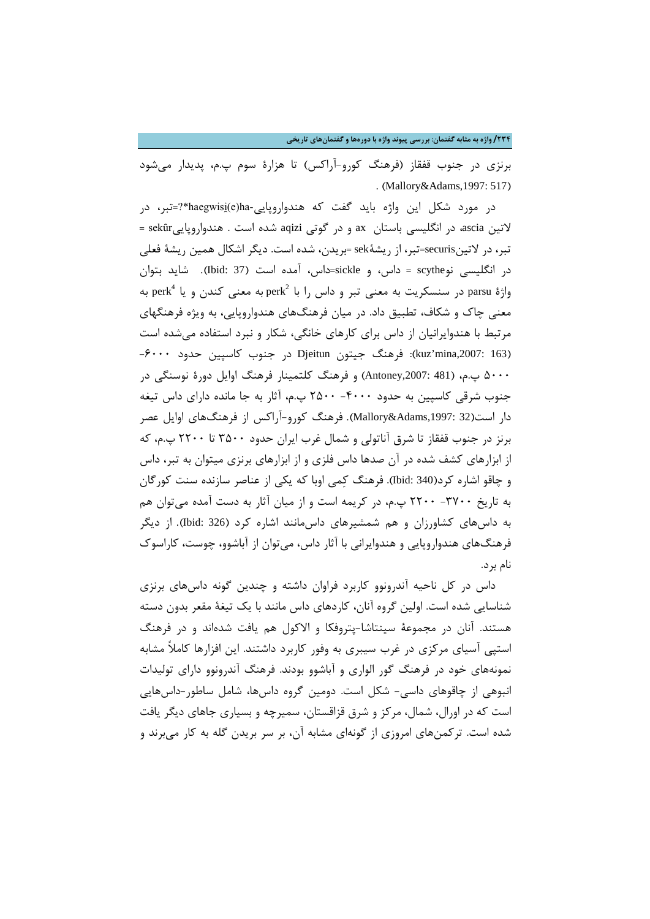برنزی در جنوب قفقاز (فرهنگ کورو-آراکس) تا هزارۀ سوم پ.م، پدیدار می‌شود . (Mallory&Adams,1997: 517)

در مورد شکل این واژه باید گفت که هندواروپایی-haegwisi̯(e)ha*?=تبر، در لاتین ascia، در انگلیسی باستان ax و در گوتی aqizi شده است . هندواروپاییsekûr = تبر، در لاتینsecuris=تبر، از ریشۀsek =بریدن، شده است. دیگر اشکال همین ریشۀ فعلی در انگلیسی نوscythe = داس، و sickle=داس، آمده است (Ibid: 37). شاید بتوان واژۀ parsu در سنسکریت به معنی تبر و داس را با perk[2] به معنی کندن و یا perk[4] به معنی چاک و شکاف، تطبیق داد. در میان فرهنگ‌های هندواروپایی، به ویژه فرهنگهای مرتبط با هندوایرانیان از داس برای کارهای خانگی، شکار و نبرد استفاده می‌شده است (kuz'mina,2007: 163): فرهنگ جیتون Djeitun در جنوب کاسپین حدود ۶۰۰۰-۵۰۰۰ پ.م، (Antoney,2007: 481) و فرهنگ کلتمینار فرهنگ اوایل دورۀ نوسنگی در جنوب شرقی کاسپین به حدود ۴۰۰۰- ۲۵۰۰ پ.م، آثار به جا مانده دارای داس تیغه دار است(Mallory&Adams,1997: 32). فرهنگ کورو-آراکس از فرهنگ‌های اوایل عصر برنز در جنوب قفقاز تا شرق آناتولی و شمال غرب ایران حدود ۳۵۰۰ تا ۲۲۰۰ پ.م، که از ابزارهای کشف شده در آن صدها داس فلزی و از ابزارهای برنزی میتوان به تبر، داس و چاقو اشاره کرد(Ibid: 340). فرهنگ کِمی اوبا که یکی از عناصر سازنده سنت کورگان به تاریخ ۳۷۰۰- ۲۲۰۰ پ.م، در کریمه است و از میان آثار به دست آمده می‌توان هم به داس‌های کشاورزان و هم شمشیرهای داس‌مانند اشاره کرد (Ibid: 326). از دیگر فرهنگ‌های هندواروپایی و هندوایرانی با آثار داس، می‌توان از آباشوو، چوست، کاراسوک نام برد.

داس در کل ناحیه آندرونوو کاربرد فراوان داشته و چندین گونه داس‌های برنزی شناسایی شده است. اولین گروه آنان، کاردهای داس مانند با یک تیغۀ مقعر بدون دسته هستند. آنان در مجموعۀ سینتاشا-پتروفکا و الاکول هم یافت شده‌اند و در فرهنگ استپی آسیای مرکزی در غرب سیبری به وفور کاربرد داشتند. این افزارها کاملاً مشابه نمونه‌های خود در فرهنگ گور الواری و آباشوو بودند. فرهنگ آندرونوو دارای تولیدات انبوهی از چاقوهای داسی- شکل است. دومین گروه داس‌ها، شامل ساطور-داس‌هایی است که در اورال، شمال، مرکز و شرق قزاقستان، سمیرچه و بسیاری جاهای دیگر یافت شده است. ترکمن‌های امروزی از گونه‌ای مشابه آن، بر سر بریدن گله به کار می‌برند و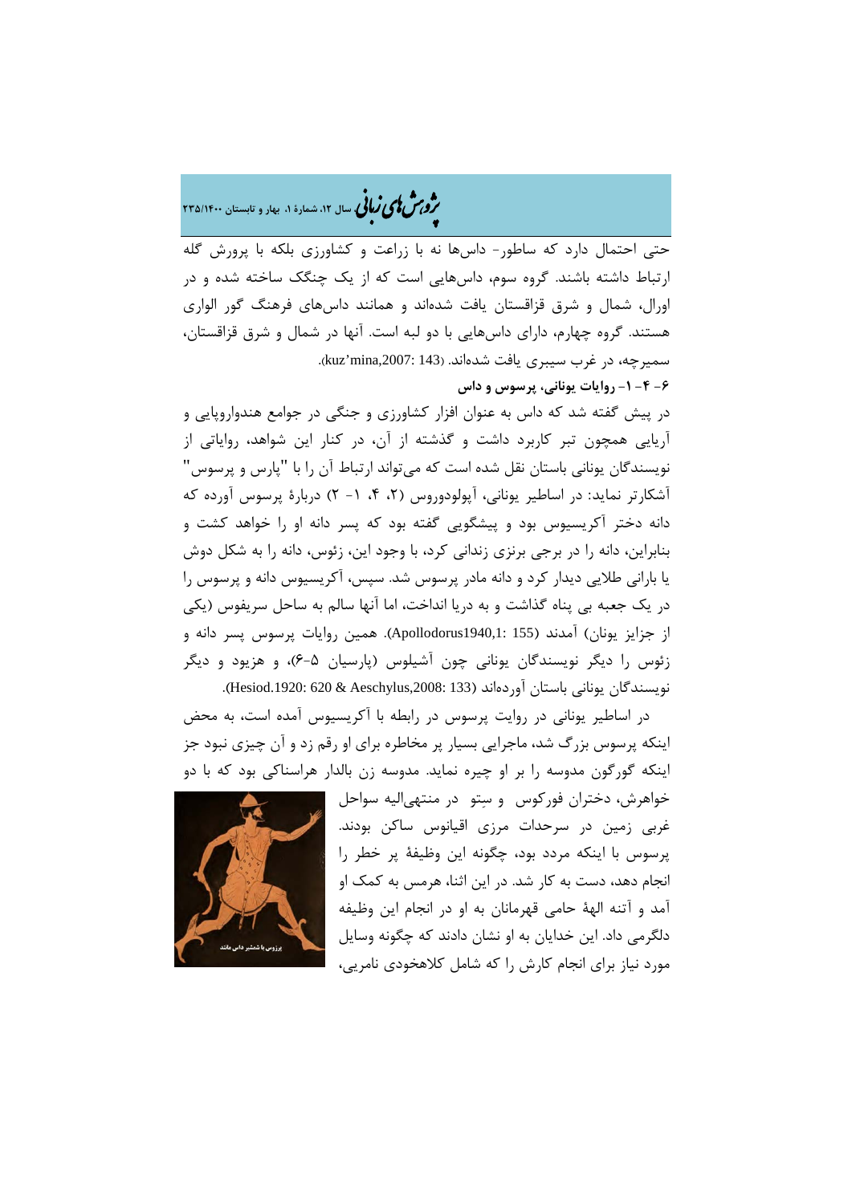حتی احتمال دارد که ساطور- داس‌ها نه با زراعت و کشاورزی بلکه با پرورش گله ارتباط داشته باشند. گروه سوم، داس‌هایی است که از یک چنگک ساخته شده و در اورال، شمال و شرق قزاقستان یافت شده‌اند و همانند داس‌های فرهنگ گور الواری هستند. گروه چهارم، دارای داس‌هایی با دو لبه است. آنها در شمال و شرق قزاقستان، سمیرچه، در غرب سیبری یافت شده‌اند. (kuz'mina,2007: 143).

**۶- ۴- ۱- روایات یونانی، پرسوس و داس**

در پیش گفته شد که داس به عنوان افزار کشاورزی و جنگی در جوامع هندواروپایی و آریایی همچون تبر کاربرد داشت و گذشته از آن، در کنار این شواهد، روایاتی از نویسندگان یونانی باستان نقل شده است که می‌تواند ارتباط آن را با "پارس و پرسوس" آشکارتر نماید: در اساطیر یونانی، آپولودوروس (۲، ۴، ۱- ۲) دربارهٔ پرسوس آورده که دانه دختر آکریسیوس بود و پیشگویی گفته بود که پسر دانه او را خواهد کشت و بنابراین، دانه را در برجی برنزی زندانی کرد، با وجود این، زئوس، دانه را به شکل دوش یا بارانی طلایی دیدار کرد و دانه مادر پرسوس شد. سپس، آکریسیوس دانه و پرسوس را در یک جعبه بی پناه گذاشت و به دریا انداخت، اما آنها سالم به ساحل سریفوس (یکی از جزایز یونان) آمدند (Apollodorus1940,1: 155). همین روایات پرسوس پسر دانه و زئوس را دیگر نویسندگان یونانی چون آشیلوس (پارسیان ۵-۶)، و هزیود و دیگر نویسندگان یونانی باستان آورده‌اند (Hesiod.1920: 620 & Aeschylus,2008: 133).

در اساطیر یونانی در روایت پرسوس در رابطه با آکریسیوس آمده است، به محض اینکه پرسوس بزرگ شد، ماجرایی بسیار پر مخاطره برای او رقم زد و آن چیزی نبود جز اینکه گورگون مدوسه را بر او چیره نماید. مدوسه زن بالدار هراسناکی بود که با دو خواهرش، دختران فورکوس و سِتو در منتهی‌الیه سواحل غربی زمین در سرحدات مرزی اقیانوس ساکن بودند. پرسوس با اینکه مردد بود، چگونه این وظیفهٔ پر خطر را انجام دهد، دست به کار شد. در این اثنا، هرمس به کمک او آمد و آتنه الههٔ حامی قهرمانان به او در انجام این وظیفه دلگرمی داد. این خدایان به او نشان دادند که چگونه وسایل مورد نیاز برای انجام کارش را که شامل کلاهخودی نامریی،

پرزوس با شمشیر داس مانند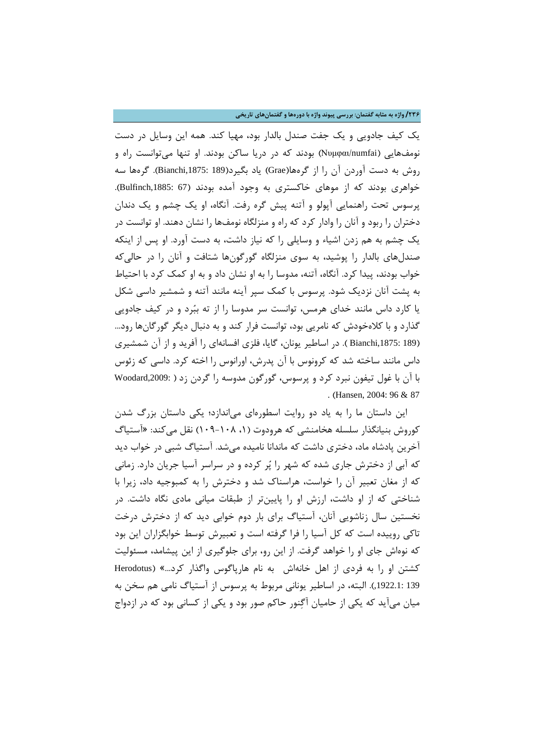یک کیف جادویی و یک جفت صندل بالدار بود، مهیا کند. همه این وسایل در دست نومف‌هایی (Νυμφαι/numfai) بودند که در دریا ساکن بودند. او تنها می‌توانست راه و روش به دست آوردن آن را از گره‌ها(Grae) یاد بگیرد(Bianchi,1875: 189). گره‌ها سه خواهری بودند که از موهای خاکستری به وجود آمده بودند (Bulfinch,1885: 67). پرسوس تحت راهنمایی آپولو و آتنه پیش گره رفت. آنگاه، او یک چشم و یک دندان دختران را ربود و آنان را وادار کرد که راه و منزلگاه نومف‌ها را نشان دهند. او توانست در یک چشم به هم زدن اشیاء و وسایلی را که نیاز داشت، به دست آورد. او پس از اینکه صندل‌های بالدار را پوشید، به سوی منزلگاه گورگون‌ها شتافت و آنان را در حالی‌که خواب بودند، پیدا کرد. آنگاه، آتنه، مدوسا را به او نشان داد و به او کمک کرد با احتیاط به پشت آنان نزدیک شود. پرسوس با کمک سپر آینه مانند آتنه و شمشیر داسی شکل یا کارد داس مانند خدای هرمس، توانست سر مدوسا را از ته ببُرد و در کیف جادویی گذارد و با کلاه‌خودش که نامریی بود، توانست فرار کند و به دنبال دیگر گورگان‌ها رود... (Bianchi,1875: 189 ). در اساطیر یونان، گایا، فلزی افسانه‌ای را آفرید و از آن شمشیری داس مانند ساخته شد که کرونوس با آن پدرش، اورانوس را اخته کرد. داسی که زئوس با آن با غول تیفون نبرد کرد و پرسوس، گورگون مدوسه را گردن زد ( Woodard,2009: . (Hansen, 2004: 96 & 87

این داستان ما را به یاد دو روایت اسطوره‌ای می‌اندازد؛ یکی داستان بزرگ شدن کوروش بنیانگذار سلسله هخامنشی که هرودوت (۱، ۱۰۸-۱۰۹) نقل می‌کند: «آستیاگ آخرین پادشاه ماد، دختری داشت که ماندانا نامیده می‌شد. آستیاگ شبی در خواب دید که آبی از دخترش جاری شده که شهر را پُر کرده و در سراسر آسیا جریان دارد. زمانی که از مغان تعبیر آن را خواست، هراسناک شد و دخترش را به کمبوجیه داد، زیرا با شناختی که از او داشت، ارزش او را پایین‌تر از طبقات میانی مادی نگاه داشت. در نخستین سال زناشویی آنان، آستیاگ برای بار دوم خوابی دید که از دخترش درخت تاکی روییده است که کل آسیا را فرا گرفته است و تعبیرش توسط خوابگزاران این بود که نوه‌اش جای او را خواهد گرفت. از این رو، برای جلوگیری از این پیشامد، مسئولیت کشتن او را به فردی از اهل خانه‌اش به نام هارپاگوس واگذار کرد...» (Herodotus 1922.1: 139). البته، در اساطیر یونانی مربوط به پرسوس از آستیاگ نامی هم سخن به میان می‌آید که یکی از حامیان آگِنور حاکم صور بود و یکی از کسانی بود که در ازدواج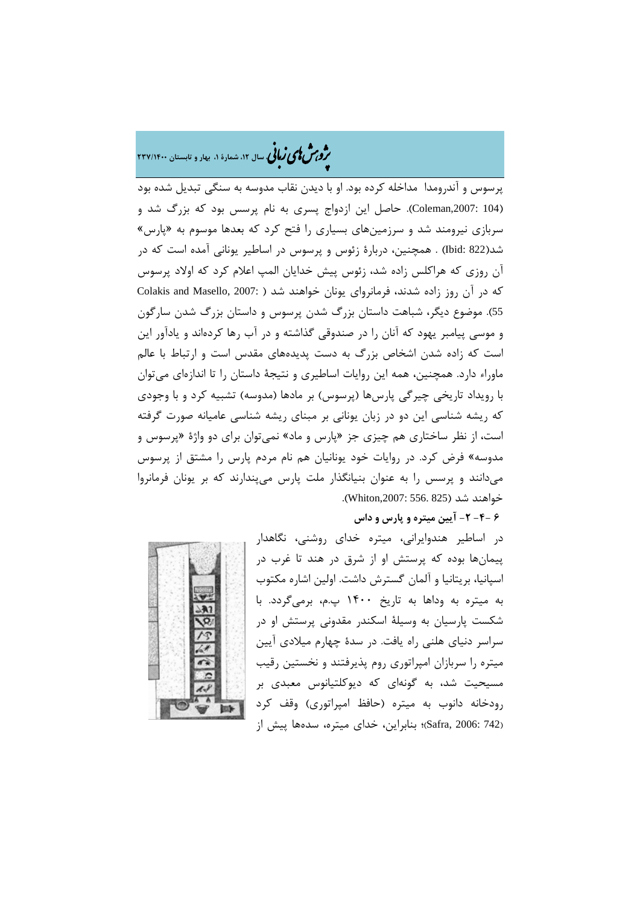پرسوس و آندرومدا مداخله کرده بود. او با دیدن نقاب مدوسه به سنگی تبدیل شده بود (Coleman,2007: 104). حاصل این ازدواج پسری به نام پرسس بود که بزرگ شد و سربازی نیرومند شد و سرزمین‌های بسیاری را فتح کرد که بعدها موسوم به «پارس» شد(Ibid: 822) . همچنین، دربارۀ زئوس و پرسوس در اساطیر یونانی آمده است که در آن روزی که هراکلس زاده شد، زئوس پیش خدایان المپ اعلام کرد که اولاد پرسوس که در آن روز زاده شدند، فرمانروای یونان خواهند شد ( Colakis and Masello, 2007: 55). موضوع دیگر، شباهت داستان بزرگ شدن پرسوس و داستان بزرگ شدن سارگون و موسی پیامبر یهود که آنان را در صندوقی گذاشته و در آب رها کرده‌اند و یادآور این است که زاده شدن اشخاص بزرگ به دست پدیده‌های مقدس است و ارتباط با عالم ماوراء دارد. همچنین، همه این روایات اساطیری و نتیجۀ داستان را تا اندازه‌ای می‌توان با رویداد تاریخی چیرگی پارس‌ها (پرسوس) بر مادها (مدوسه) تشبیه کرد و با وجودی که ریشه شناسی این دو در زبان یونانی بر مبنای ریشه شناسی عامیانه صورت گرفته است، از نظر ساختاری هم چیزی جز «پارس و ماد» نمی‌توان برای دو واژۀ «پرسوس و مدوسه» فرض کرد. در روایات خود یونانیان هم نام مردم پارس را مشتق از پرسوس می‌دانند و پرسس را به عنوان بنیانگذار ملت پارس می‌پندارند که بر یونان فرمانروا خواهند شد (Whiton,2007: 556. 825).

**۶ -۴- ۲- آیین میتره و پارس و داس**

در اساطیر هندوایرانی، میتره خدای روشنی، نگاهدار پیمان‌ها بوده که پرستش او از شرق در هند تا غرب در اسپانیا، بریتانیا و آلمان گسترش داشت. اولین اشاره مکتوب به میتره به وداها به تاریخ ۱۴۰۰ پ.م، برمی‌گردد. با شکست پارسیان به وسیلۀ اسکندر مقدونی پرستش او در سراسر دنیای هلنی راه یافت. در سدۀ چهارم میلادی آیین میتره را سربازان امپراتوری روم پذیرفتند و نخستین رقیب مسیحیت شد، به گونه‌ای که دیوکلتیانوس معبدی بر رودخانه دانوب به میتره (حافظ امپراتوری) وقف کرد (Safra, 2006: 742)؛ بنابراین، خدای میتره، سده‌ها پیش از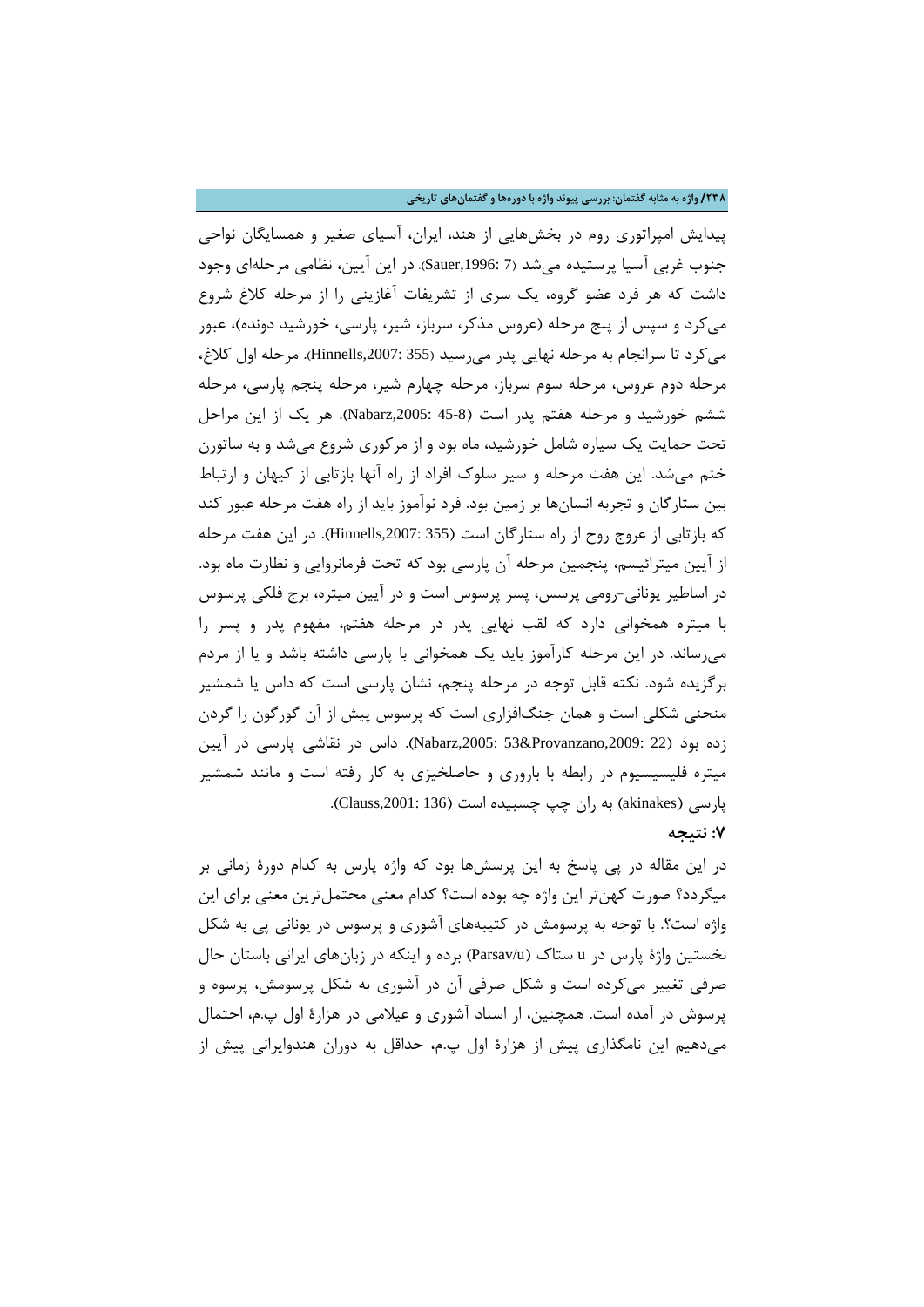پیدایش امپراتوری روم در بخش‌هایی از هند، ایران، آسیای صغیر و همسایگان نواحی جنوب غربی آسیا پرستیده می‌شد (Sauer,1996: 7). در این آیین، نظامی مرحله‌ای وجود داشت که هر فرد عضو گروه، یک سری از تشریفات آغازینی را از مرحله کلاغ شروع می‌کرد و سپس از پنج مرحله (عروس مذکر، سرباز، شیر، پارسی، خورشید دونده)، عبور می‌کرد تا سرانجام به مرحله نهایی پدر می‌رسید (Hinnells,2007: 355). مرحله اول کلاغ، مرحله دوم عروس، مرحله سوم سرباز، مرحله چهارم شیر، مرحله پنجم پارسی، مرحله ششم خورشید و مرحله هفتم پدر است (Nabarz,2005: 45-8). هر یک از این مراحل تحت حمایت یک سیاره شامل خورشید، ماه بود و از مرکوری شروع می‌شد و به ساتورن ختم می‌شد. این هفت مرحله و سیر سلوک افراد از راه آنها بازتابی از کیهان و ارتباط بین ستارگان و تجربه انسان‌ها بر زمین بود. فرد نوآموز باید از راه هفت مرحله عبور کند که بازتابی از عروج روح از راه ستارگان است (Hinnells,2007: 355). در این هفت مرحله از آیین میترائیسم، پنجمین مرحله آن پارسی بود که تحت فرمانروایی و نظارت ماه بود. در اساطیر یونانی-رومی پرسس، پسر پرسوس است و در آیین میتره، برج فلکی پرسوس با میتره همخوانی دارد که لقب نهایی پدر در مرحله هفتم، مفهوم پدر و پسر را می‌رساند. در این مرحله کارآموز باید یک همخوانی با پارسی داشته باشد و یا از مردم برگزیده شود. نکته قابل توجه در مرحله پنجم، نشان پارسی است که داس یا شمشیر منحنی شکلی است و همان جنگ‌افزاری است که پرسوس پیش از آن گورگون را گردن زده بود (Nabarz,2005: 53&Provanzano,2009: 22). داس در نقاشی پارسی در آیین میتره فلیسیسیوم در رابطه با باروری و حاصلخیزی به کار رفته است و مانند شمشیر پارسی (akinakes) به ران چپ چسبیده است (Clauss,2001: 136).

## ۷: نتیجه

در این مقاله در پی پاسخ به این پرسش‌ها بود که واژه پارس به کدام دورهٔ زمانی بر میگردد؟ صورت کهن‌تر این واژه چه بوده است؟ کدام معنی محتمل‌ترین معنی برای این واژه است؟. با توجه به پرسومش در کتیبه‌های آشوری و پرسوس در یونانی پی به شکل نخستین واژهٔ پارس در u ستاک (Parsav/u) برده و اینکه در زبان‌های ایرانی باستان حال صرفی تغییر می‌کرده است و شکل صرفی آن در آشوری به شکل پرسومش، پرسوه و پرسوش در آمده است. همچنین، از اسناد آشوری و عیلامی در هزارهٔ اول پ.م، احتمال می‌دهیم این نامگذاری پیش از هزارهٔ اول پ.م، حداقل به دوران هندوایرانی پیش از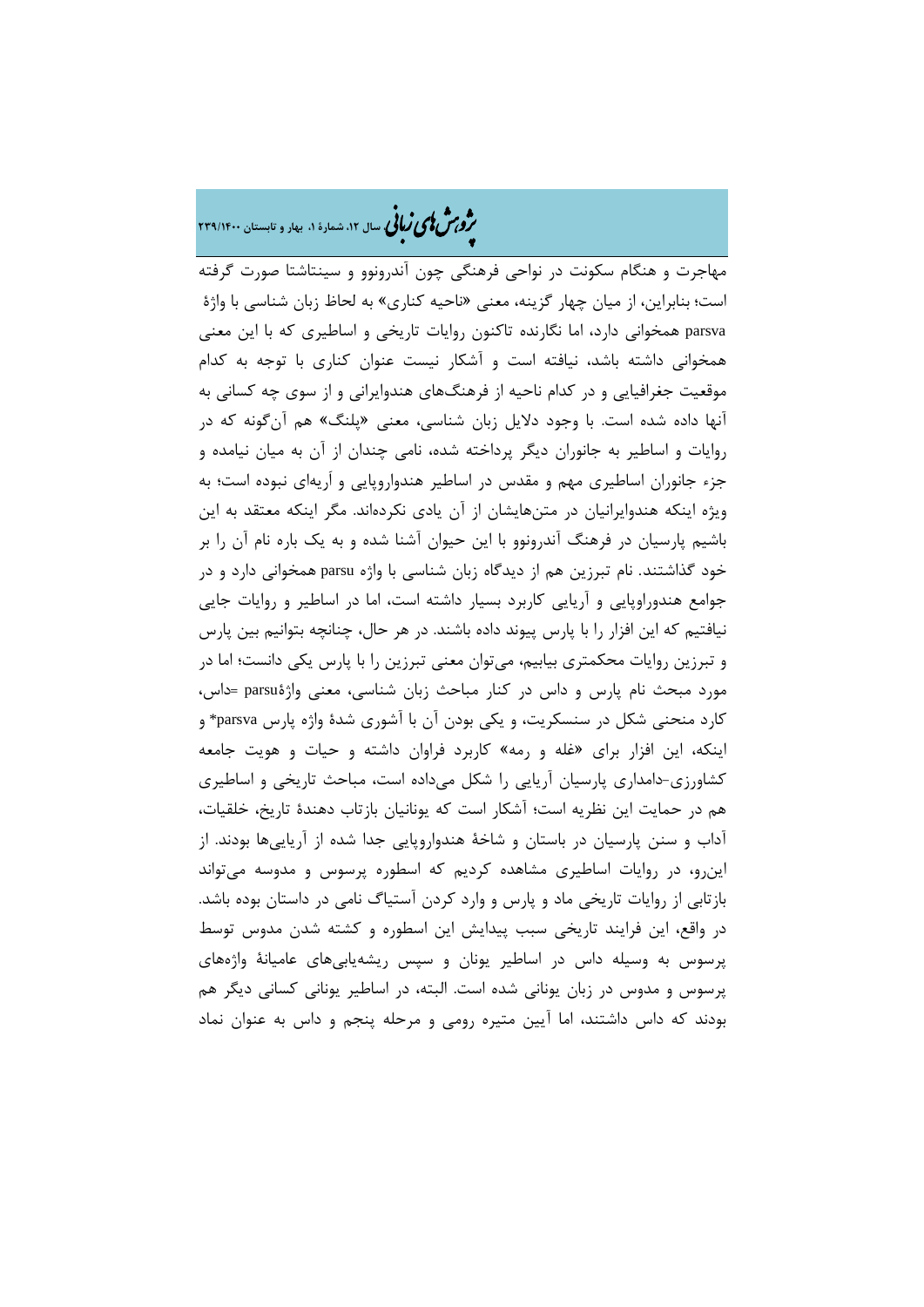مهاجرت و هنگام سکونت در نواحی فرهنگی چون آندرونوو و سینتاشتا صورت گرفته است؛ بنابراین، از میان چهار گزینه، معنی «ناحیه کناری» به لحاظ زبان شناسی با واژۀ parsva همخوانی دارد، اما نگارنده تاکنون روایات تاریخی و اساطیری که با این معنی همخوانی داشته باشد، نیافته است و آشکار نیست عنوان کناری با توجه به کدام موقعیت جغرافیایی و در کدام ناحیه از فرهنگ‌های هندوایرانی و از سوی چه کسانی به آنها داده شده است. با وجود دلایل زبان شناسی، معنی «پلنگ» هم آن‌گونه که در روایات و اساطیر به جانوران دیگر پرداخته شده، نامی چندان از آن به میان نیامده و جزء جانوران اساطیری مهم و مقدس در اساطیر هندواروپایی و آریه‌ای نبوده است؛ به ویژه اینکه هندوایرانیان در متن‌هایشان از آن یادی نکرده‌اند. مگر اینکه معتقد به این باشیم پارسیان در فرهنگ آندرونوو با این حیوان آشنا شده و به یک باره نام آن را بر خود گذاشتند. نام تبرزین هم از دیدگاه زبان شناسی با واژه parsu همخوانی دارد و در جوامع هندورواوپایی و آریایی کاربرد بسیار داشته است، اما در اساطیر و روایات جایی نیافتیم که این افزار را با پارس پیوند داده باشند. در هر حال، چنانچه بتوانیم بین پارس و تبرزین روایات محکمتری بیابیم، می‌توان معنی تبرزین را با پارس یکی دانست؛ اما در مورد مبحث نام پارس و داس در کنار مباحث زبان شناسی، معنی واژۀparsu =داس، کارد منحنی شکل در سنسکریت، و یکی بودن آن با آشوری شدۀ واژه پارس parsva* و اینکه، این افزار برای «غله و رمه» کاربرد فراوان داشته و حیات و هویت جامعه کشاورزی-دامداری پارسیان آریایی را شکل می‌داده است، مباحث تاریخی و اساطیری هم در حمایت این نظریه است؛ آشکار است که یونانیان بازتاب دهندۀ تاریخ، خلقیات، آداب و سنن پارسیان در باستان و شاخۀ هندواروپایی جدا شده از آریایی‌ها بودند. از این‌رو، در روایات اساطیری مشاهده کردیم که اسطوره پرسوس و مدوسه می‌تواند بازتابی از روایات تاریخی ماد و پارس و وارد کردن آستیاگ نامی در داستان بوده باشد. در واقع، این فرایند تاریخی سبب پیدایش این اسطوره و کشته شدن مدوس توسط پرسوس به وسیله داس در اساطیر یونان و سپس ریشه‌یابی‌های عامیانۀ واژه‌های پرسوس و مدوس در زبان یونانی شده است. البته، در اساطیر یونانی کسانی دیگر هم بودند که داس داشتند، اما آیین میتره رومی و مرحله پنجم و داس به عنوان نماد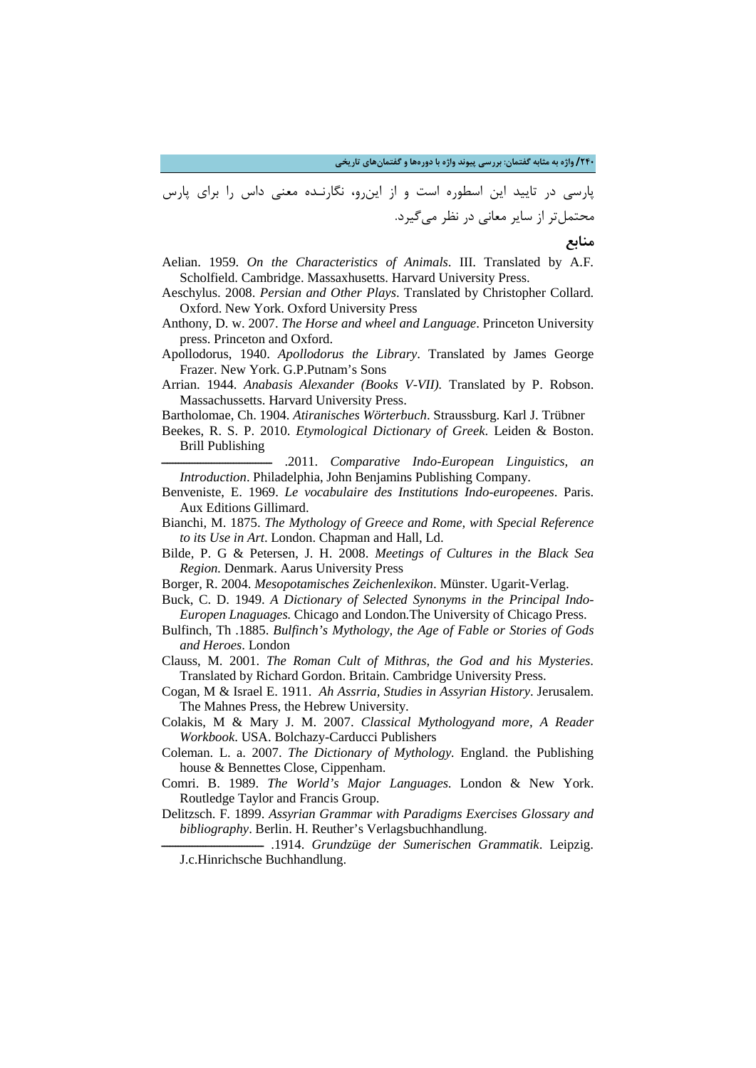پارسی در تایید این اسطوره است و از این‌رو، نگارنـده معنی داس را برای پارس محتمل‌تر از سایر معانی در نظر می‌گیرد.

**منابع**

Aelian. 1959. *On the Characteristics of Animals*. III. Translated by A.F. Scholfield. Cambridge. Massaxhusetts. Harvard University Press.

Aeschylus. 2008. *Persian and Other Plays*. Translated by Christopher Collard. Oxford. New York. Oxford University Press

Anthony, D. w. 2007. *The Horse and wheel and Language*. Princeton University press. Princeton and Oxford.

Apollodorus, 1940. *Apollodorus the Library*. Translated by James George Frazer. New York. G.P.Putnam's Sons

Arrian. 1944. *Anabasis Alexander (Books V-VII).* Translated by P. Robson. Massachussetts. Harvard University Press.

Bartholomae, Ch. 1904. *Atiranisches Wörterbuch*. Straussburg. Karl J. Trübner

Beekes, R. S. P. 2010. *Etymological Dictionary of Greek*. Leiden & Boston. Brill Publishing

—————— .2011. *Comparative Indo-European Linguistics, an Introduction*. Philadelphia, John Benjamins Publishing Company.

Benveniste, E. 1969. *Le vocabulaire des Institutions Indo-europeenes*. Paris. Aux Editions Gillimard.

Bianchi, M. 1875. *The Mythology of Greece and Rome, with Special Reference to its Use in Art*. London. Chapman and Hall, Ld.

Bilde, P. G & Petersen, J. H. 2008. *Meetings of Cultures in the Black Sea Region.* Denmark. Aarus University Press

Borger, R. 2004. *Mesopotamisches Zeichenlexikon*. Münster. Ugarit-Verlag.

Buck, C. D. 1949. *A Dictionary of Selected Synonyms in the Principal Indo-Europen Lnaguages.* Chicago and London.The University of Chicago Press.

Bulfinch, Th .1885. *Bulfinch's Mythology, the Age of Fable or Stories of Gods and Heroes*. London

Clauss, M. 2001. *The Roman Cult of Mithras, the God and his Mysteries*. Translated by Richard Gordon. Britain. Cambridge University Press.

Cogan, M & Israel E. 1911. *Ah Assrria, Studies in Assyrian History*. Jerusalem. The Mahnes Press, the Hebrew University.

Colakis, M & Mary J. M. 2007. *Classical Mythologyand more, A Reader Workbook*. USA. Bolchazy-Carducci Publishers

Coleman. L. a. 2007. *The Dictionary of Mythology.* England. the Publishing house & Bennettes Close, Cippenham.

Comri. B. 1989. *The World's Major Languages.* London & New York. Routledge Taylor and Francis Group.

Delitzsch. F. 1899. *Assyrian Grammar with Paradigms Exercises Glossary and bibliography*. Berlin. H. Reuther's Verlagsbuchhandlung.

—————— .1914. *Grundzüge der Sumerischen Grammatik*. Leipzig. J.c.Hinrichsche Buchhandlung.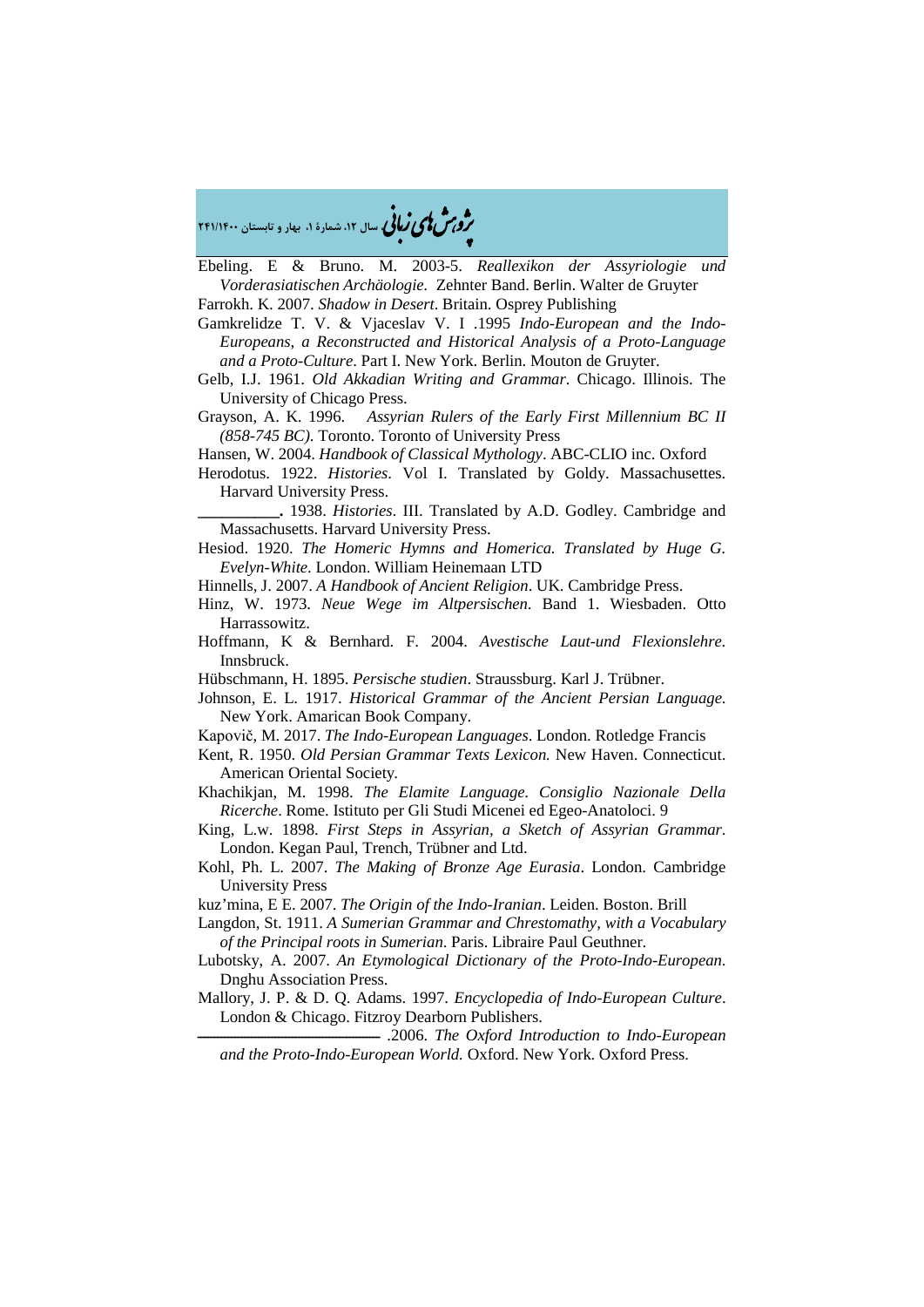Ebeling. E & Bruno. M. 2003-5. *Reallexikon der Assyriologie und Vorderasiatischen Archäologie*. Zehnter Band. Berlin. Walter de Gruyter

Farrokh. K. 2007. *Shadow in Desert*. Britain. Osprey Publishing

Gamkrelidze T. V. & Vjaceslav V. I .1995 *Indo-European and the Indo-Europeans, a Reconstructed and Historical Analysis of a Proto-Language and a Proto-Culture*. Part I. New York. Berlin. Mouton de Gruyter.

Gelb, I.J. 1961. *Old Akkadian Writing and Grammar*. Chicago. Illinois. The University of Chicago Press.

Grayson, A. K. 1996. *Assyrian Rulers of the Early First Millennium BC II (858-745 BC)*. Toronto. Toronto of University Press

Hansen, W. 2004. *Handbook of Classical Mythology*. ABC-CLIO inc. Oxford

Herodotus. 1922. *Histories*. Vol I. Translated by Goldy. Massachusettes. Harvard University Press.

**__________.** 1938. *Histories*. III. Translated by A.D. Godley. Cambridge and Massachusetts. Harvard University Press.

Hesiod. 1920. *The Homeric Hymns and Homerica. Translated by Huge G. Evelyn-White*. London. William Heinemaan LTD

Hinnells, J. 2007. *A Handbook of Ancient Religion*. UK. Cambridge Press.

Hinz, W. 1973. *Neue Wege im Altpersischen*. Band 1. Wiesbaden. Otto Harrassowitz.

Hoffmann, K & Bernhard. F. 2004. *Avestische Laut-und Flexionslehre*. Innsbruck.

Hübschmann, H. 1895. *Persische studien*. Straussburg. Karl J. Trübner.

Johnson, E. L. 1917. *Historical Grammar of the Ancient Persian Language*. New York. Amarican Book Company.

Kapovič, M. 2017. *The Indo-European Languages*. London. Rotledge Francis

Kent, R. 1950. *Old Persian Grammar Texts Lexicon*. New Haven. Connecticut. American Oriental Society.

Khachikjan, M. 1998. *The Elamite Language. Consiglio Nazionale Della Ricerche*. Rome. Istituto per Gli Studi Micenei ed Egeo-Anatoloci. 9

King, L.w. 1898. *First Steps in Assyrian, a Sketch of Assyrian Grammar*. London. Kegan Paul, Trench, Trübner and Ltd.

Kohl, Ph. L. 2007. *The Making of Bronze Age Eurasia*. London. Cambridge University Press

kuz'mina, E E. 2007. *The Origin of the Indo-Iranian*. Leiden. Boston. Brill

Langdon, St. 1911. *A Sumerian Grammar and Chrestomathy, with a Vocabulary of the Principal roots in Sumerian*. Paris. Libraire Paul Geuthner.

Lubotsky, A. 2007. *An Etymological Dictionary of the Proto-Indo-European*. Dnghu Association Press.

Mallory, J. P. & D. Q. Adams. 1997. *Encyclopedia of Indo-European Culture*. London & Chicago. Fitzroy Dearborn Publishers.

————————————— .2006. *The Oxford Introduction to Indo-European and the Proto-Indo-European World.* Oxford. New York. Oxford Press.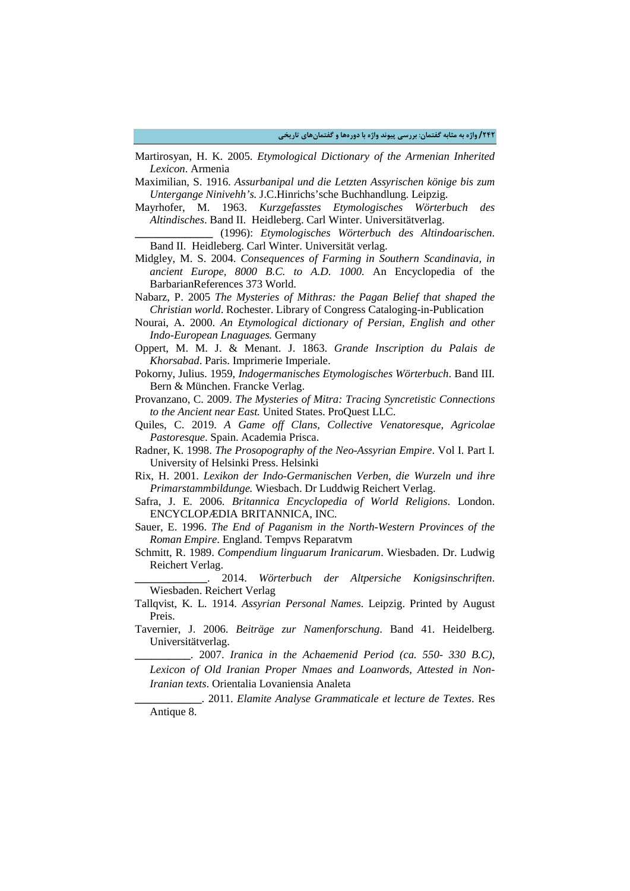Martirosyan, H. K. 2005. *Etymological Dictionary of the Armenian Inherited Lexicon*. Armenia

Maximilian, S. 1916. *Assurbanipal und die Letzten Assyrischen könige bis zum Untergange Ninivehh's*. J.C.Hinrichs'sche Buchhandlung. Leipzig.

Mayrhofer, M. 1963. *Kurzgefasstes Etymologisches Wörterbuch des Altindisches*. Band II. Heidleberg. Carl Winter. Universitätverlag.

______________ (1996): *Etymologisches Wörterbuch des Altindoarischen*. Band II. Heidleberg. Carl Winter. Universität verlag.

Midgley, M. S. 2004. *Consequences of Farming in Southern Scandinavia, in ancient Europe, 8000 B.C. to A.D. 1000*. An Encyclopedia of the BarbarianReferences 373 World.

Nabarz, P. 2005 *The Mysteries of Mithras: the Pagan Belief that shaped the Christian world*. Rochester. Library of Congress Cataloging-in-Publication

Nourai, A. 2000. *An Etymological dictionary of Persian, English and other Indo-European Lnaguages.* Germany

Oppert, M. M. J. & Menant. J. 1863. *Grande Inscription du Palais de Khorsabad*. Paris. Imprimerie Imperiale.

Pokorny, Julius. 1959, *Indogermanisches Etymologisches Wörterbuch*. Band III. Bern & München. Francke Verlag.

Provanzano, C. 2009. *The Mysteries of Mitra: Tracing Syncretistic Connections to the Ancient near East.* United States. ProQuest LLC.

Quiles, C. 2019. *A Game off Clans, Collective Venatoresque, Agricolae Pastoresque*. Spain. Academia Prisca.

Radner, K. 1998. *The Prosopography of the Neo-Assyrian Empire*. Vol I. Part I. University of Helsinki Press. Helsinki

Rix, H. 2001. *Lexikon der Indo-Germanischen Verben, die Wurzeln und ihre Primarstammbildunge.* Wiesbach. Dr Luddwig Reichert Verlag.

Safra, J. E. 2006. *Britannica Encyclopedia of World Religions*. London. ENCYCLOPÆDIA BRITANNICA, INC.

Sauer, E. 1996. *The End of Paganism in the North-Western Provinces of the Roman Empire*. England. Tempvs Reparatvm

Schmitt, R. 1989. *Compendium linguarum Iranicarum*. Wiesbaden. Dr. Ludwig Reichert Verlag.

_____________. 2014. *Wörterbuch der Altpersiche Konigsinschriften*. Wiesbaden. Reichert Verlag

Tallqvist, K. L. 1914. *Assyrian Personal Names*. Leipzig. Printed by August Preis.

Tavernier, J. 2006. *Beiträge zur Namenforschung*. Band 41. Heidelberg. Universitätverlag.

__________. 2007. *Iranica in the Achaemenid Period (ca. 550- 330 B.C), Lexicon of Old Iranian Proper Nmaes and Loanwords, Attested in Non-Iranian texts*. Orientalia Lovaniensia Analeta

____________. 2011. *Elamite Analyse Grammaticale et lecture de Textes*. Res Antique 8.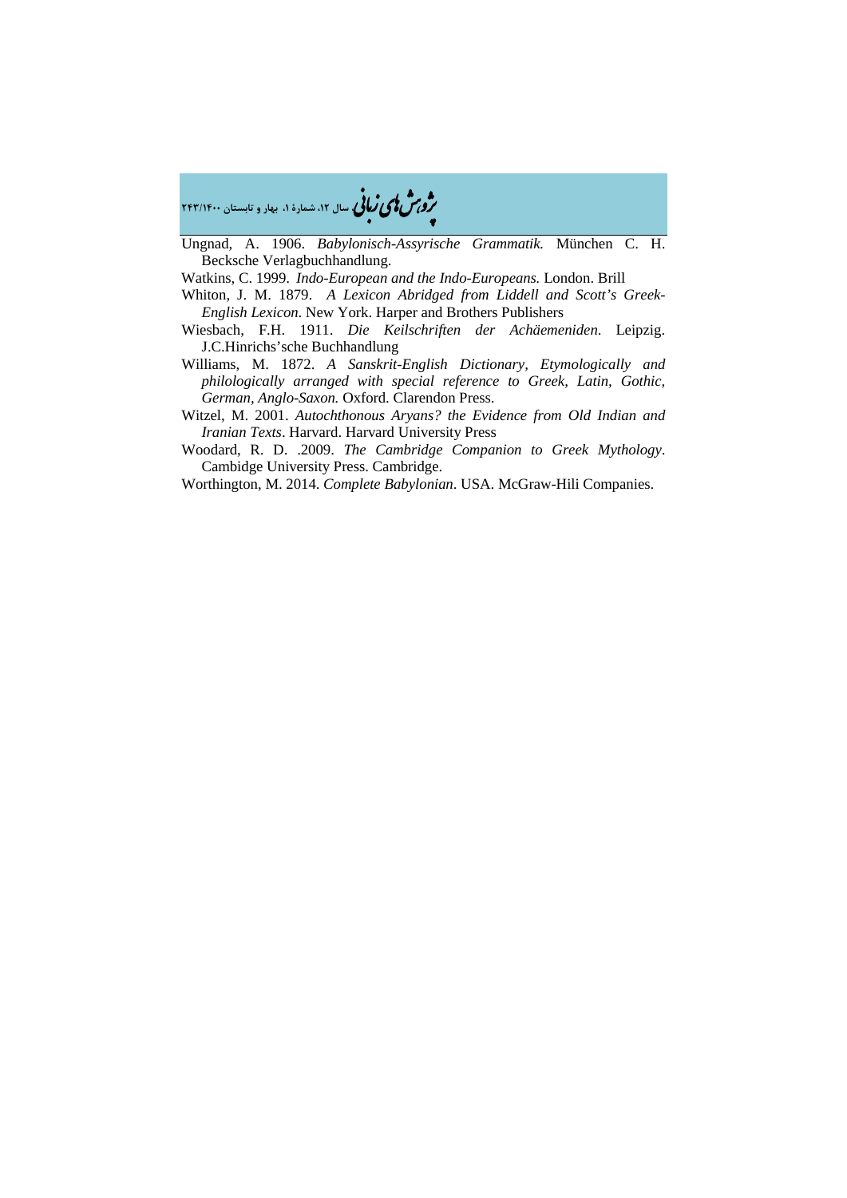Ungnad, A. 1906. *Babylonisch-Assyrische Grammatik.* München C. H. Becksche Verlagbuchhandlung.

Watkins, C. 1999. *Indo-European and the Indo-Europeans.* London. Brill

Whiton, J. M. 1879. *A Lexicon Abridged from Liddell and Scott's Greek-English Lexicon.* New York. Harper and Brothers Publishers

Wiesbach, F.H. 1911. *Die Keilschriften der Achäemeniden.* Leipzig. J.C.Hinrichs'sche Buchhandlung

Williams, M. 1872. *A Sanskrit-English Dictionary, Etymologically and philologically arranged with special reference to Greek, Latin, Gothic, German, Anglo-Saxon.* Oxford. Clarendon Press.

Witzel, M. 2001. *Autochthonous Aryans? the Evidence from Old Indian and Iranian Texts*. Harvard. Harvard University Press

Woodard, R. D. .2009. *The Cambridge Companion to Greek Mythology*. Cambidge University Press. Cambridge.

Worthington, M. 2014. *Complete Babylonian*. USA. McGraw-Hili Companies.